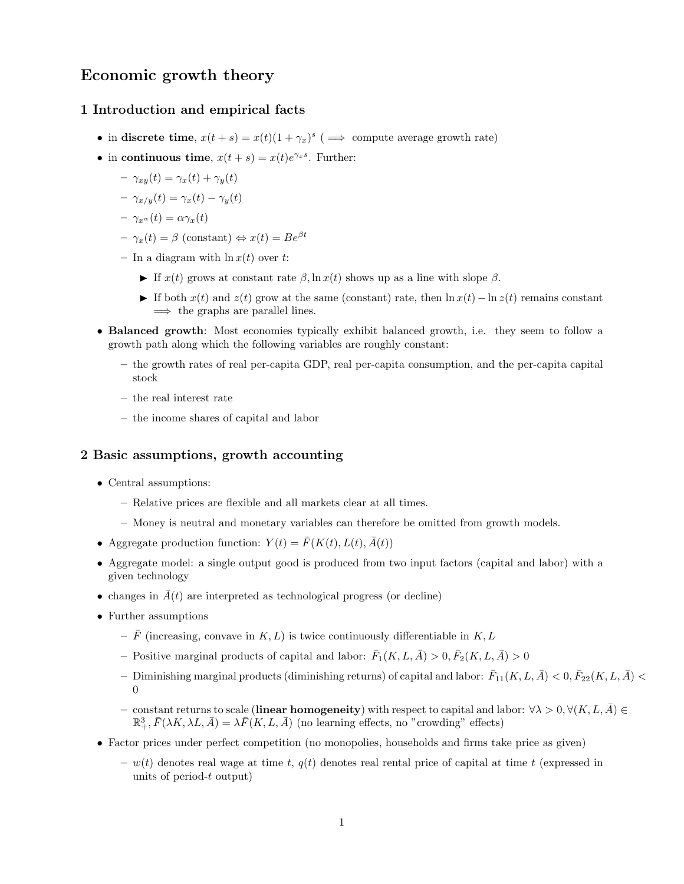# Economic growth theory

## 1 Introduction and empirical facts

- in **discrete time**, $x(t+s) = x(t)(1+\gamma_x)^s$ ($\implies$ compute average growth rate)
- in **continuous time**, $x(t+s) = x(t)e^{\gamma_x s}$. Further:
  - $\gamma_{xy}(t) = \gamma_x(t) + \gamma_y(t)$
  - $\gamma_{x/y}(t) = \gamma_x(t) - \gamma_y(t)$
  - $\gamma_{x^\alpha}(t) = \alpha\gamma_x(t)$
  - $\gamma_x(t) = \beta$ (constant) $\Leftrightarrow x(t) = Be^{\beta t}$
  - In a diagram with $\ln x(t)$ over $t$:
    - If $x(t)$ grows at constant rate $\beta, \ln x(t)$ shows up as a line with slope $\beta$.
    - If both $x(t)$ and $z(t)$ grow at the same (constant) rate, then $\ln x(t) - \ln z(t)$ remains constant $\implies$ the graphs are parallel lines.
- **Balanced growth**: Most economies typically exhibit balanced growth, i.e. they seem to follow a growth path along which the following variables are roughly constant:
  - the growth rates of real per-capita GDP, real per-capita consumption, and the per-capita capital stock
  - the real interest rate
  - the income shares of capital and labor

## 2 Basic assumptions, growth accounting

- Central assumptions:
  - Relative prices are flexible and all markets clear at all times.
  - Money is neutral and monetary variables can therefore be omitted from growth models.
- Aggregate production function: $Y(t) = \bar{F}(K(t), L(t), \bar{A}(t))$
- Aggregate model: a single output good is produced from two input factors (capital and labor) with a given technology
- changes in $\bar{A}(t)$ are interpreted as technological progress (or decline)
- Further assumptions
  - $\bar{F}$ (increasing, convave in $K, L$) is twice continuously differentiable in $K, L$
  - Positive marginal products of capital and labor: $\bar{F}_1(K, L, \bar{A}) > 0, \bar{F}_2(K, L, \bar{A}) > 0$
  - Diminishing marginal products (diminishing returns) of capital and labor: $\bar{F}_{11}(K, L, \bar{A}) < 0, \bar{F}_{22}(K, L, \bar{A}) < 0$
  - constant returns to scale (**linear homogeneity**) with respect to capital and labor: $\forall\lambda > 0, \forall(K, L, \bar{A}) \in \mathbb{R}^3_+, \bar{F}(\lambda K, \lambda L, \bar{A}) = \lambda\bar{F}(K, L, \bar{A})$ (no learning effects, no "crowding" effects)
- Factor prices under perfect competition (no monopolies, households and firms take price as given)
  - $w(t)$ denotes real wage at time $t$, $q(t)$ denotes real rental price of capital at time $t$ (expressed in units of period-$t$ output)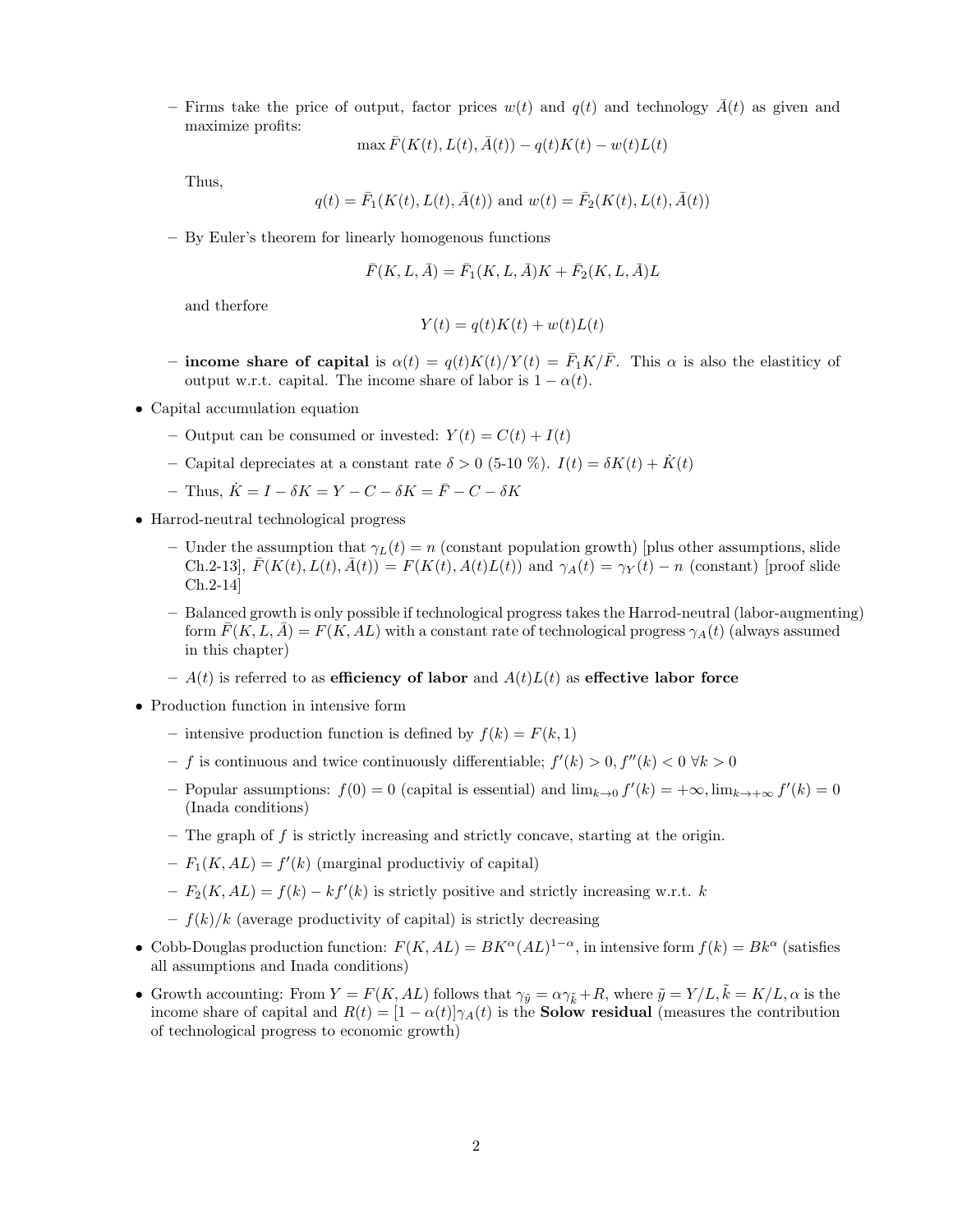- Firms take the price of output, factor prices $w(t)$ and $q(t)$ and technology $\bar{A}(t)$ as given and maximize profits:

  $$\max \bar{F}(K(t), L(t), \bar{A}(t)) - q(t)K(t) - w(t)L(t)$$

  Thus,

  $$q(t) = \bar{F}_1(K(t), L(t), \bar{A}(t)) \text{ and } w(t) = \bar{F}_2(K(t), L(t), \bar{A}(t))$$

- By Euler's theorem for linearly homogenous functions

  $$\bar{F}(K, L, \bar{A}) = \bar{F}_1(K, L, \bar{A})K + \bar{F}_2(K, L, \bar{A})L$$

  and therfore

  $$Y(t) = q(t)K(t) + w(t)L(t)$$

- **income share of capital** is $\alpha(t) = q(t)K(t)/Y(t) = \bar{F}_1 K/\bar{F}$. This $\alpha$ is also the elastiticy of output w.r.t. capital. The income share of labor is $1 - \alpha(t)$.

- Capital accumulation equation
  - Output can be consumed or invested: $Y(t) = C(t) + I(t)$
  - Capital depreciates at a constant rate $\delta > 0$ (5-10 %). $I(t) = \delta K(t) + \dot{K}(t)$
  - Thus, $\dot{K} = I - \delta K = Y - C - \delta K = \bar{F} - C - \delta K$
- Harrod-neutral technological progress
  - Under the assumption that $\gamma_L(t) = n$ (constant population growth) [plus other assumptions, slide Ch.2-13], $\bar{F}(K(t), L(t), \bar{A}(t)) = F(K(t), A(t)L(t))$ and $\gamma_A(t) = \gamma_Y(t) - n$ (constant) [proof slide Ch.2-14]
  - Balanced growth is only possible if technological progress takes the Harrod-neutral (labor-augmenting) form $\bar{F}(K, L, \bar{A}) = F(K, AL)$ with a constant rate of technological progress $\gamma_A(t)$ (always assumed in this chapter)
  - $A(t)$ is referred to as **efficiency of labor** and $A(t)L(t)$ as **effective labor force**
- Production function in intensive form
  - intensive production function is defined by $f(k) = F(k, 1)$
  - $f$ is continuous and twice continuously differentiable; $f'(k) > 0, f''(k) < 0 \; \forall k > 0$
  - Popular assumptions: $f(0) = 0$ (capital is essential) and $\lim_{k \to 0} f'(k) = +\infty, \lim_{k \to +\infty} f'(k) = 0$ (Inada conditions)
  - The graph of $f$ is strictly increasing and strictly concave, starting at the origin.
  - $F_1(K, AL) = f'(k)$ (marginal productiviy of capital)
  - $F_2(K, AL) = f(k) - kf'(k)$ is strictly positive and strictly increasing w.r.t. $k$
  - $f(k)/k$ (average productivity of capital) is strictly decreasing
- Cobb-Douglas production function: $F(K, AL) = BK^\alpha (AL)^{1-\alpha}$, in intensive form $f(k) = Bk^\alpha$ (satisfies all assumptions and Inada conditions)
- Growth accounting: From $Y = F(K, AL)$ follows that $\gamma_{\tilde{y}} = \alpha \gamma_{\tilde{k}} + R$, where $\tilde{y} = Y/L, \tilde{k} = K/L, \alpha$ is the income share of capital and $R(t) = [1 - \alpha(t)]\gamma_A(t)$ is the **Solow residual** (measures the contribution of technological progress to economic growth)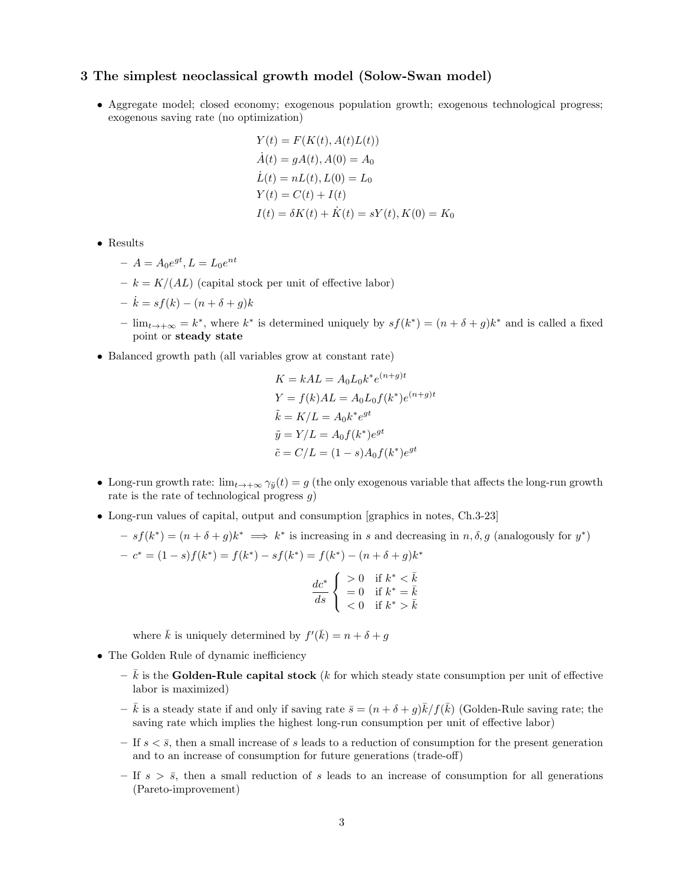## 3 The simplest neoclassical growth model (Solow-Swan model)

- Aggregate model; closed economy; exogenous population growth; exogenous technological progress; exogenous saving rate (no optimization)

$$
\begin{aligned}
Y(t) &= F(K(t), A(t)L(t)) \\
\dot{A}(t) &= gA(t), A(0) = A_0 \\
\dot{L}(t) &= nL(t), L(0) = L_0 \\
Y(t) &= C(t) + I(t) \\
I(t) &= \delta K(t) + \dot{K}(t) = sY(t), K(0) = K_0
\end{aligned}
$$

- Results
  - $A = A_0 e^{gt}, L = L_0 e^{nt}$
  - $k = K/(AL)$ (capital stock per unit of effective labor)
  - $\dot{k} = sf(k) - (n + \delta + g)k$
  - $\lim_{t \to +\infty} = k^*$, where $k^*$ is determined uniquely by $sf(k^*) = (n + \delta + g)k^*$ and is called a fixed point or **steady state**

- Balanced growth path (all variables grow at constant rate)

$$
\begin{aligned}
K &= kAL = A_0 L_0 k^* e^{(n+g)t} \\
Y &= f(k)AL = A_0 L_0 f(k^*) e^{(n+g)t} \\
\tilde{k} &= K/L = A_0 k^* e^{gt} \\
\tilde{y} &= Y/L = A_0 f(k^*) e^{gt} \\
\tilde{c} &= C/L = (1 - s) A_0 f(k^*) e^{gt}
\end{aligned}
$$

- Long-run growth rate: $\lim_{t \to +\infty} \gamma_{\tilde{y}}(t) = g$ (the only exogenous variable that affects the long-run growth rate is the rate of technological progress $g$)
- Long-run values of capital, output and consumption [graphics in notes, Ch.3-23]
  - $sf(k^*) = (n + \delta + g)k^* \implies k^*$ is increasing in $s$ and decreasing in $n, \delta, g$ (analogously for $y^*$)
  - $c^* = (1 - s)f(k^*) = f(k^*) - sf(k^*) = f(k^*) - (n + \delta + g)k^*$

$$
\frac{dc^*}{ds} \begin{cases} > 0 & \text{if } k^* < \bar{k} \\ = 0 & \text{if } k^* = \bar{k} \\ < 0 & \text{if } k^* > \bar{k} \end{cases}
$$

    where $\bar{k}$ is uniquely determined by $f'(\bar{k}) = n + \delta + g$

- The Golden Rule of dynamic inefficiency
  - $\bar{k}$ is the **Golden-Rule capital stock** ($k$ for which steady state consumption per unit of effective labor is maximized)
  - $\bar{k}$ is a steady state if and only if saving rate $\bar{s} = (n + \delta + g)\bar{k}/f(\bar{k})$ (Golden-Rule saving rate; the saving rate which implies the highest long-run consumption per unit of effective labor)
  - If $s < \bar{s}$, then a small increase of $s$ leads to a reduction of consumption for the present generation and to an increase of consumption for future generations (trade-off)
  - If $s > \bar{s}$, then a small reduction of $s$ leads to an increase of consumption for all generations (Pareto-improvement)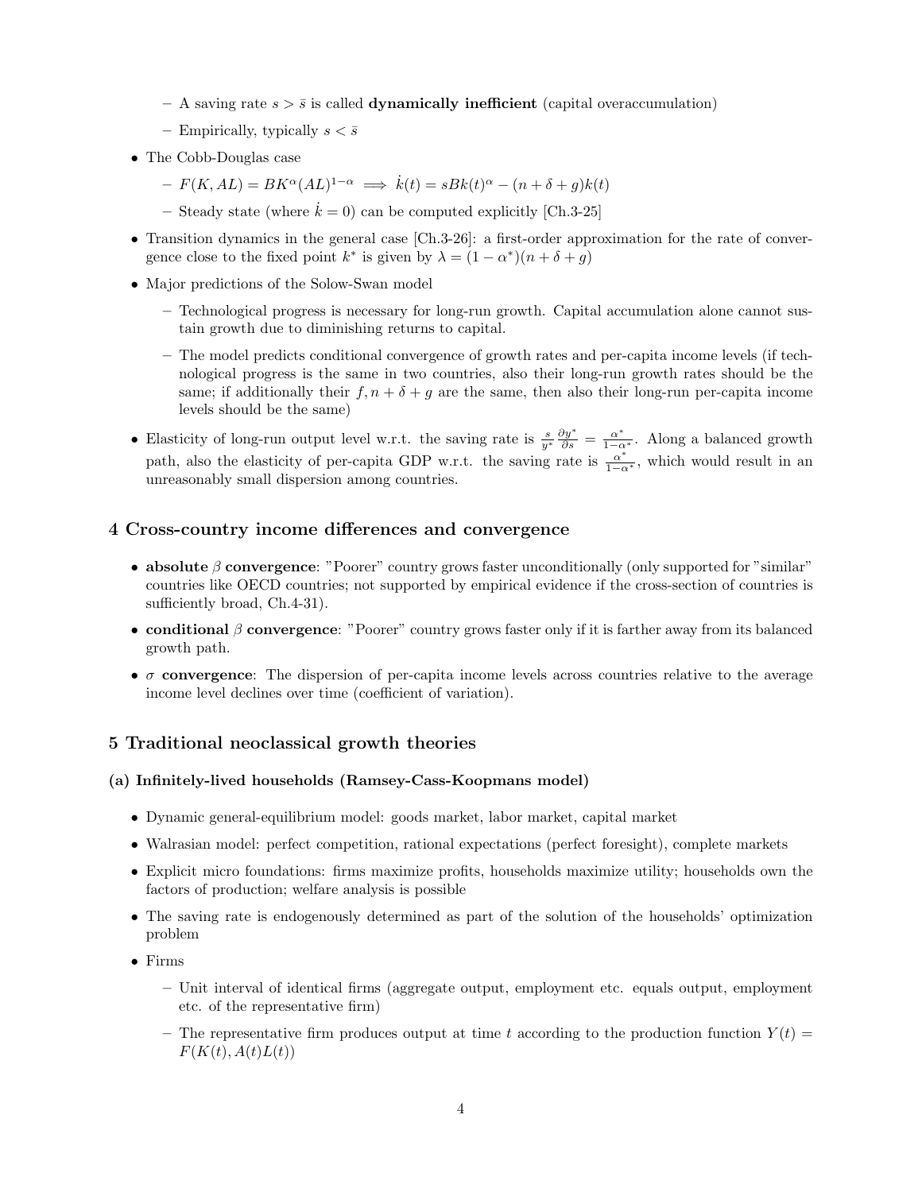- A saving rate $s > \bar{s}$ is called **dynamically inefficient** (capital overaccumulation)
  - Empirically, typically $s < \bar{s}$
- The Cobb-Douglas case
  - $F(K, AL) = BK^\alpha(AL)^{1-\alpha} \implies \dot{k}(t) = sBk(t)^\alpha - (n + \delta + g)k(t)$
  - Steady state (where $\dot{k} = 0$) can be computed explicitly [Ch.3-25]
- Transition dynamics in the general case [Ch.3-26]: a first-order approximation for the rate of convergence close to the fixed point $k^*$ is given by $\lambda = (1 - \alpha^*)(n + \delta + g)$
- Major predictions of the Solow-Swan model
  - Technological progress is necessary for long-run growth. Capital accumulation alone cannot sustain growth due to diminishing returns to capital.
  - The model predicts conditional convergence of growth rates and per-capita income levels (if technological progress is the same in two countries, also their long-run growth rates should be the same; if additionally their $f, n + \delta + g$ are the same, then also their long-run per-capita income levels should be the same)
- Elasticity of long-run output level w.r.t. the saving rate is $\frac{s}{y^*}\frac{\partial y^*}{\partial s} = \frac{\alpha^*}{1-\alpha^*}$. Along a balanced growth path, also the elasticity of per-capita GDP w.r.t. the saving rate is $\frac{\alpha^*}{1-\alpha^*}$, which would result in an unreasonably small dispersion among countries.

## 4 Cross-country income differences and convergence

- **absolute $\beta$ convergence**: "Poorer" country grows faster unconditionally (only supported for "similar" countries like OECD countries; not supported by empirical evidence if the cross-section of countries is sufficiently broad, Ch.4-31).
- **conditional $\beta$ convergence**: "Poorer" country grows faster only if it is farther away from its balanced growth path.
- **$\sigma$ convergence**: The dispersion of per-capita income levels across countries relative to the average income level declines over time (coefficient of variation).

## 5 Traditional neoclassical growth theories

### (a) Infinitely-lived households (Ramsey-Cass-Koopmans model)

- Dynamic general-equilibrium model: goods market, labor market, capital market
- Walrasian model: perfect competition, rational expectations (perfect foresight), complete markets
- Explicit micro foundations: firms maximize profits, households maximize utility; households own the factors of production; welfare analysis is possible
- The saving rate is endogenously determined as part of the solution of the households' optimization problem
- Firms
  - Unit interval of identical firms (aggregate output, employment etc. equals output, employment etc. of the representative firm)
  - The representative firm produces output at time $t$ according to the production function $Y(t) = F(K(t), A(t)L(t))$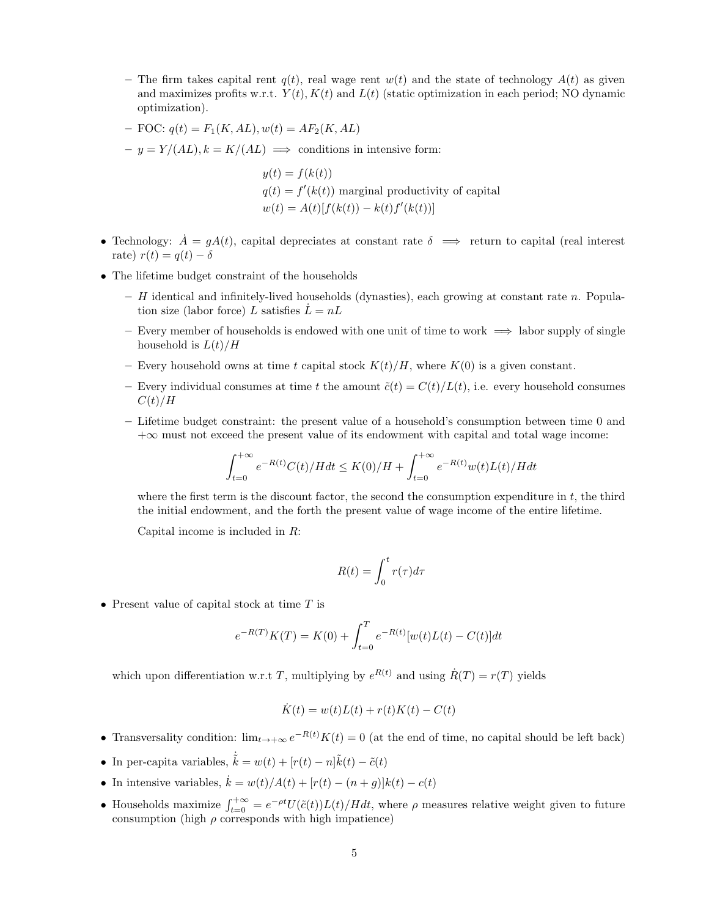- The firm takes capital rent $q(t)$, real wage rent $w(t)$ and the state of technology $A(t)$ as given and maximizes profits w.r.t. $Y(t), K(t)$ and $L(t)$ (static optimization in each period; NO dynamic optimization).
  - FOC: $q(t) = F_1(K, AL), w(t) = AF_2(K, AL)$
  - $y = Y/(AL), k = K/(AL) \implies$ conditions in intensive form:

$$
\begin{aligned}
y(t) &= f(k(t)) \\
q(t) &= f'(k(t)) \text{ marginal productivity of capital} \\
w(t) &= A(t)[f(k(t)) - k(t)f'(k(t))]
\end{aligned}
$$

- Technology: $\dot{A} = gA(t)$, capital depreciates at constant rate $\delta \implies$ return to capital (real interest rate) $r(t) = q(t) - \delta$
- The lifetime budget constraint of the households
  - $H$ identical and infinitely-lived households (dynasties), each growing at constant rate $n$. Population size (labor force) $L$ satisfies $\dot{L} = nL$
  - Every member of households is endowed with one unit of time to work $\implies$ labor supply of single household is $L(t)/H$
  - Every household owns at time $t$ capital stock $K(t)/H$, where $K(0)$ is a given constant.
  - Every individual consumes at time $t$ the amount $\tilde{c}(t) = C(t)/L(t)$, i.e. every household consumes $C(t)/H$
  - Lifetime budget constraint: the present value of a household's consumption between time 0 and $+\infty$ must not exceed the present value of its endowment with capital and total wage income:

$$
\int_{t=0}^{+\infty} e^{-R(t)} C(t)/H dt \leq K(0)/H + \int_{t=0}^{+\infty} e^{-R(t)} w(t)L(t)/H dt
$$

    where the first term is the discount factor, the second the consumption expenditure in $t$, the third the initial endowment, and the forth the present value of wage income of the entire lifetime.

    Capital income is included in $R$:

$$
R(t) = \int_0^t r(\tau) d\tau
$$

- Present value of capital stock at time $T$ is

$$
e^{-R(T)} K(T) = K(0) + \int_{t=0}^{T} e^{-R(t)} [w(t)L(t) - C(t)] dt
$$

  which upon differentiation w.r.t $T$, multiplying by $e^{R(t)}$ and using $\dot{R}(T) = r(T)$ yields

$$
\dot{K}(t) = w(t)L(t) + r(t)K(t) - C(t)
$$

- Transversality condition: $\lim_{t \to +\infty} e^{-R(t)} K(t) = 0$ (at the end of time, no capital should be left back)
- In per-capita variables, $\dot{\tilde{k}} = w(t) + [r(t) - n]\tilde{k}(t) - \tilde{c}(t)$
- In intensive variables, $\dot{k} = w(t)/A(t) + [r(t) - (n + g)]k(t) - c(t)$
- Households maximize $\int_{t=0}^{+\infty} = e^{-\rho t} U(\tilde{c}(t)) L(t)/H dt$, where $\rho$ measures relative weight given to future consumption (high $\rho$ corresponds with high impatience)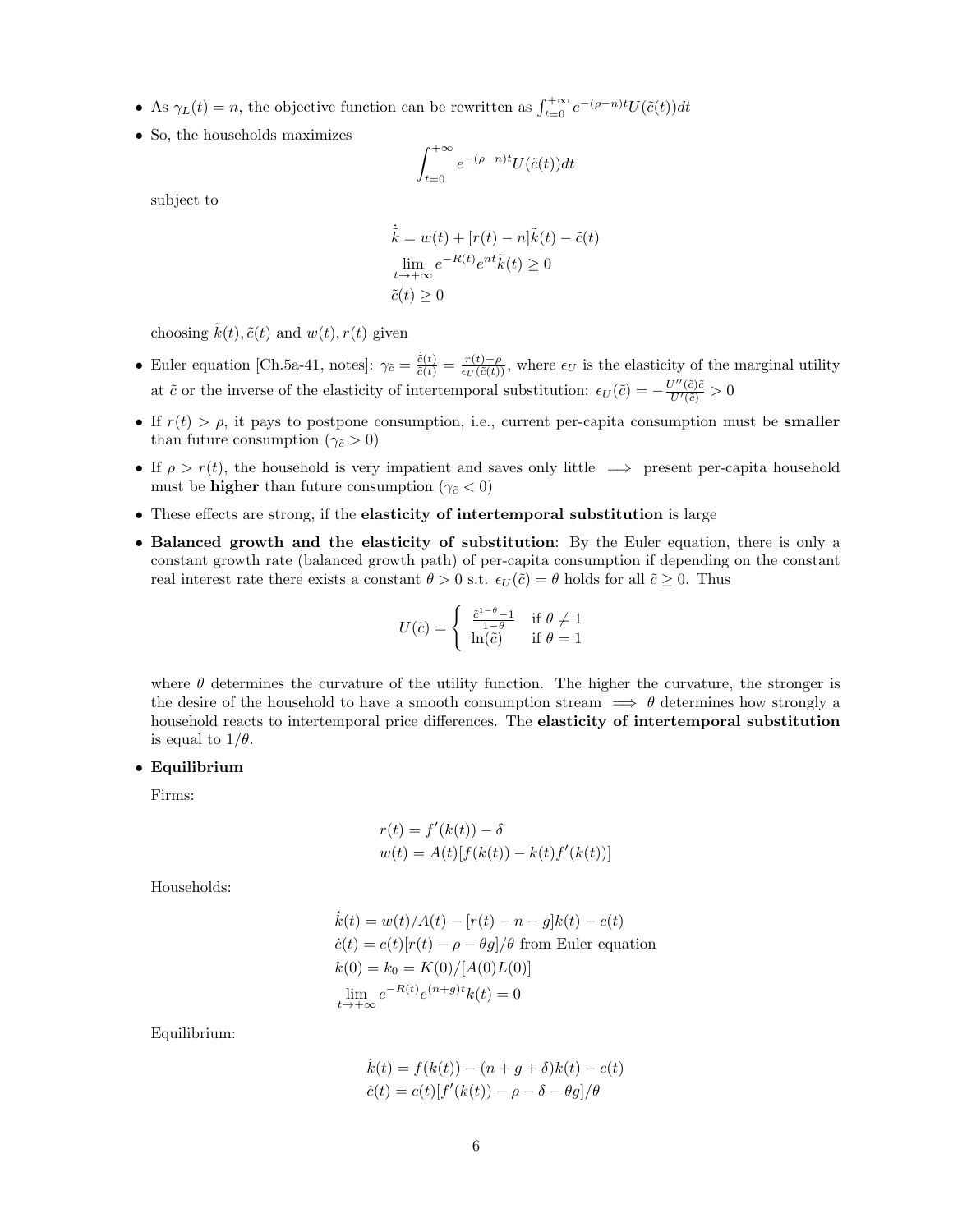- As $\gamma_L(t) = n$, the objective function can be rewritten as $\int_{t=0}^{+\infty} e^{-(\rho-n)t} U(\tilde{c}(t))dt$
- So, the households maximizes

$$\int_{t=0}^{+\infty} e^{-(\rho-n)t} U(\tilde{c}(t))dt$$

subject to

$$\dot{\tilde{k}} = w(t) + [r(t) - n]\tilde{k}(t) - \tilde{c}(t)$$
$$\lim_{t\to+\infty} e^{-R(t)} e^{nt} \tilde{k}(t) \geq 0$$
$$\tilde{c}(t) \geq 0$$

choosing $\tilde{k}(t), \tilde{c}(t)$ and $w(t), r(t)$ given

- Euler equation [Ch.5a-41, notes]: $\gamma_{\tilde{c}} = \frac{\dot{\tilde{c}}(t)}{\tilde{c}(t)} = \frac{r(t)-\rho}{\epsilon_U(\tilde{c}(t))}$, where $\epsilon_U$ is the elasticity of the marginal utility at $\tilde{c}$ or the inverse of the elasticity of intertemporal substitution: $\epsilon_U(\tilde{c}) = -\frac{U''(\tilde{c})\tilde{c}}{U'(\tilde{c})} > 0$
- If $r(t) > \rho$, it pays to postpone consumption, i.e., current per-capita consumption must be **smaller** than future consumption ($\gamma_{\tilde{c}} > 0$)
- If $\rho > r(t)$, the household is very impatient and saves only little $\implies$ present per-capita household must be **higher** than future consumption ($\gamma_{\tilde{c}} < 0$)
- These effects are strong, if the **elasticity of intertemporal substitution** is large
- **Balanced growth and the elasticity of substitution**: By the Euler equation, there is only a constant growth rate (balanced growth path) of per-capita consumption if depending on the constant real interest rate there exists a constant $\theta > 0$ s.t. $\epsilon_U(\tilde{c}) = \theta$ holds for all $\tilde{c} \geq 0$. Thus

$$U(\tilde{c}) = \begin{cases} \frac{\tilde{c}^{1-\theta}-1}{1-\theta} & \text{if } \theta \neq 1 \\ \ln(\tilde{c}) & \text{if } \theta = 1 \end{cases}$$

where $\theta$ determines the curvature of the utility function. The higher the curvature, the stronger is the desire of the household to have a smooth consumption stream $\implies$ $\theta$ determines how strongly a household reacts to intertemporal price differences. The **elasticity of intertemporal substitution** is equal to $1/\theta$.

- **Equilibrium**

Firms:

$$r(t) = f'(k(t)) - \delta$$
$$w(t) = A(t)[f(k(t)) - k(t)f'(k(t))]$$

Households:

$$\dot{k}(t) = w(t)/A(t) - [r(t) - n - g]k(t) - c(t)$$
$$\dot{c}(t) = c(t)[r(t) - \rho - \theta g]/\theta \text{ from Euler equation}$$
$$k(0) = k_0 = K(0)/[A(0)L(0)]$$
$$\lim_{t\to+\infty} e^{-R(t)} e^{(n+g)t} k(t) = 0$$

Equilibrium:

$$\dot{k}(t) = f(k(t)) - (n + g + \delta)k(t) - c(t)$$
$$\dot{c}(t) = c(t)[f'(k(t)) - \rho - \delta - \theta g]/\theta$$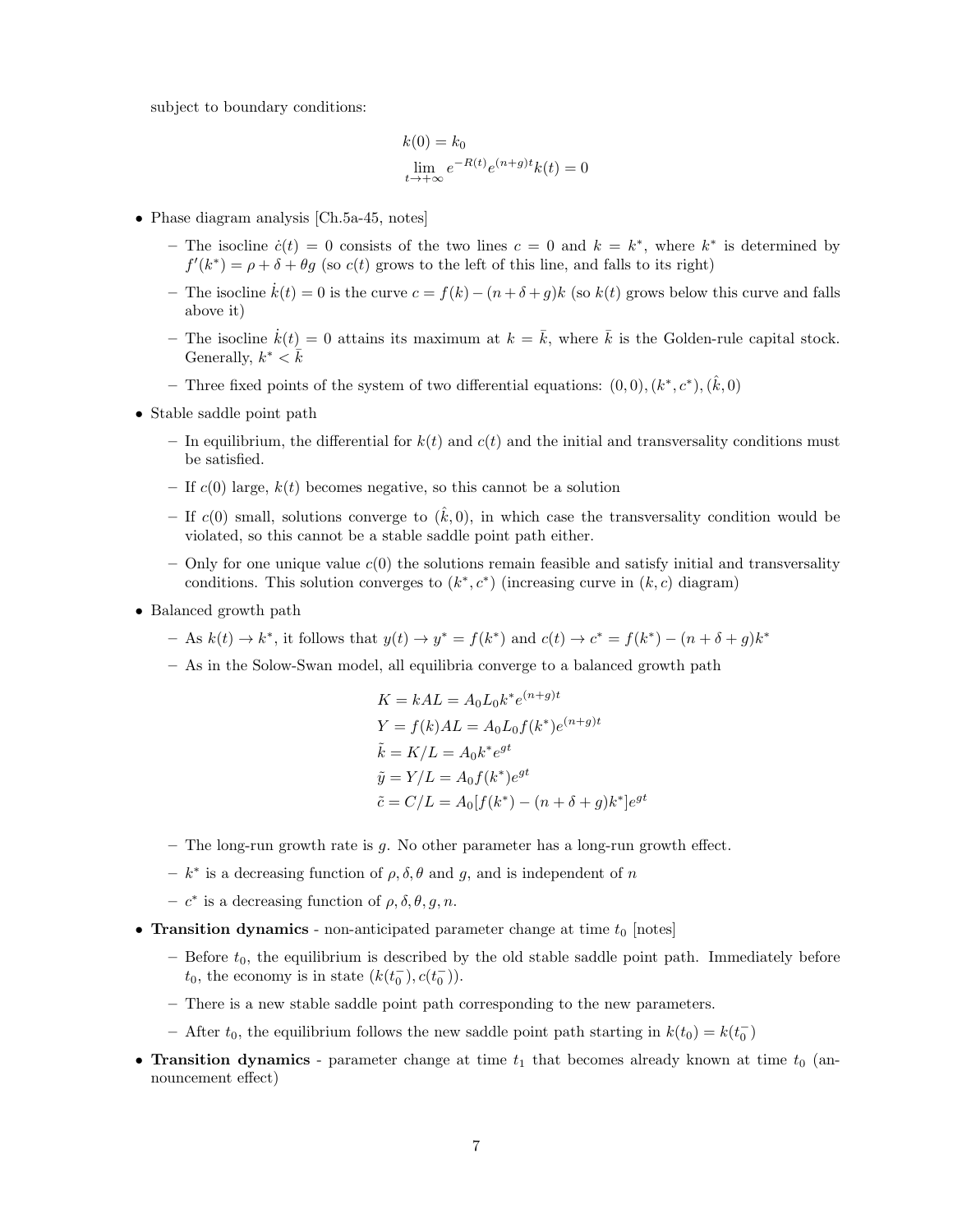subject to boundary conditions:

$$k(0) = k_0$$
$$\lim_{t \to +\infty} e^{-R(t)} e^{(n+g)t} k(t) = 0$$

- Phase diagram analysis [Ch.5a-45, notes]
  - The isocline $\dot{c}(t) = 0$ consists of the two lines $c = 0$ and $k = k^*$, where $k^*$ is determined by $f'(k^*) = \rho + \delta + \theta g$ (so $c(t)$ grows to the left of this line, and falls to its right)
  - The isocline $\dot{k}(t) = 0$ is the curve $c = f(k) - (n + \delta + g)k$ (so $k(t)$ grows below this curve and falls above it)
  - The isocline $\dot{k}(t) = 0$ attains its maximum at $k = \bar{k}$, where $\bar{k}$ is the Golden-rule capital stock. Generally, $k^* < \bar{k}$
  - Three fixed points of the system of two differential equations: $(0, 0), (k^*, c^*), (\hat{k}, 0)$
- Stable saddle point path
  - In equilibrium, the differential for $k(t)$ and $c(t)$ and the initial and transversality conditions must be satisfied.
  - If $c(0)$ large, $k(t)$ becomes negative, so this cannot be a solution
  - If $c(0)$ small, solutions converge to $(\hat{k}, 0)$, in which case the transversality condition would be violated, so this cannot be a stable saddle point path either.
  - Only for one unique value $c(0)$ the solutions remain feasible and satisfy initial and transversality conditions. This solution converges to $(k^*, c^*)$ (increasing curve in $(k, c)$ diagram)
- Balanced growth path
  - As $k(t) \to k^*$, it follows that $y(t) \to y^* = f(k^*)$ and $c(t) \to c^* = f(k^*) - (n + \delta + g)k^*$
  - As in the Solow-Swan model, all equilibria converge to a balanced growth path

$$K = kAL = A_0 L_0 k^* e^{(n+g)t}$$
$$Y = f(k)AL = A_0 L_0 f(k^*) e^{(n+g)t}$$
$$\tilde{k} = K/L = A_0 k^* e^{gt}$$
$$\tilde{y} = Y/L = A_0 f(k^*) e^{gt}$$
$$\tilde{c} = C/L = A_0 [f(k^*) - (n + \delta + g)k^*] e^{gt}$$

  - The long-run growth rate is $g$. No other parameter has a long-run growth effect.
  - $k^*$ is a decreasing function of $\rho, \delta, \theta$ and $g$, and is independent of $n$
  - $c^*$ is a decreasing function of $\rho, \delta, \theta, g, n$.
- **Transition dynamics** - non-anticipated parameter change at time $t_0$ [notes]
  - Before $t_0$, the equilibrium is described by the old stable saddle point path. Immediately before $t_0$, the economy is in state $(k(t_0^-), c(t_0^-))$.
  - There is a new stable saddle point path corresponding to the new parameters.
  - After $t_0$, the equilibrium follows the new saddle point path starting in $k(t_0) = k(t_0^-)$
- **Transition dynamics** - parameter change at time $t_1$ that becomes already known at time $t_0$ (announcement effect)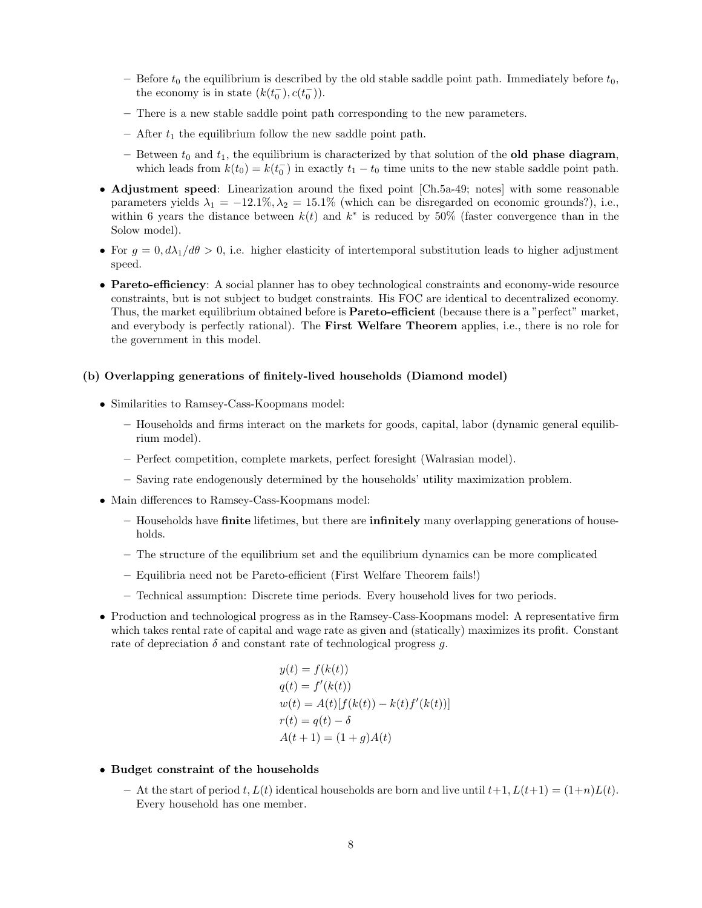- Before $t_0$ the equilibrium is described by the old stable saddle point path. Immediately before $t_0$, the economy is in state $(k(t_0^-), c(t_0^-))$.
  - There is a new stable saddle point path corresponding to the new parameters.
  - After $t_1$ the equilibrium follow the new saddle point path.
  - Between $t_0$ and $t_1$, the equilibrium is characterized by that solution of the **old phase diagram**, which leads from $k(t_0) = k(t_0^-)$ in exactly $t_1 - t_0$ time units to the new stable saddle point path.

- **Adjustment speed**: Linearization around the fixed point [Ch.5a-49; notes] with some reasonable parameters yields $\lambda_1 = -12.1\%, \lambda_2 = 15.1\%$ (which can be disregarded on economic grounds?), i.e., within 6 years the distance between $k(t)$ and $k^*$ is reduced by 50% (faster convergence than in the Solow model).
- For $g = 0, d\lambda_1/d\theta > 0$, i.e. higher elasticity of intertemporal substitution leads to higher adjustment speed.
- **Pareto-efficiency**: A social planner has to obey technological constraints and economy-wide resource constraints, but is not subject to budget constraints. His FOC are identical to decentralized economy. Thus, the market equilibrium obtained before is **Pareto-efficient** (because there is a "perfect" market, and everybody is perfectly rational). The **First Welfare Theorem** applies, i.e., there is no role for the government in this model.

**(b) Overlapping generations of finitely-lived households (Diamond model)**

- Similarities to Ramsey-Cass-Koopmans model:
  - Households and firms interact on the markets for goods, capital, labor (dynamic general equilibrium model).
  - Perfect competition, complete markets, perfect foresight (Walrasian model).
  - Saving rate endogenously determined by the households' utility maximization problem.
- Main differences to Ramsey-Cass-Koopmans model:
  - Households have **finite** lifetimes, but there are **infinitely** many overlapping generations of households.
  - The structure of the equilibrium set and the equilibrium dynamics can be more complicated
  - Equilibria need not be Pareto-efficient (First Welfare Theorem fails!)
  - Technical assumption: Discrete time periods. Every household lives for two periods.
- Production and technological progress as in the Ramsey-Cass-Koopmans model: A representative firm which takes rental rate of capital and wage rate as given and (statically) maximizes its profit. Constant rate of depreciation $\delta$ and constant rate of technological progress $g$.

$$
\begin{aligned}
y(t) &= f(k(t)) \\
q(t) &= f'(k(t)) \\
w(t) &= A(t)[f(k(t)) - k(t)f'(k(t))] \\
r(t) &= q(t) - \delta \\
A(t+1) &= (1+g)A(t)
\end{aligned}
$$

- **Budget constraint of the households**
  - At the start of period $t$, $L(t)$ identical households are born and live until $t+1$, $L(t+1) = (1+n)L(t)$. Every household has one member.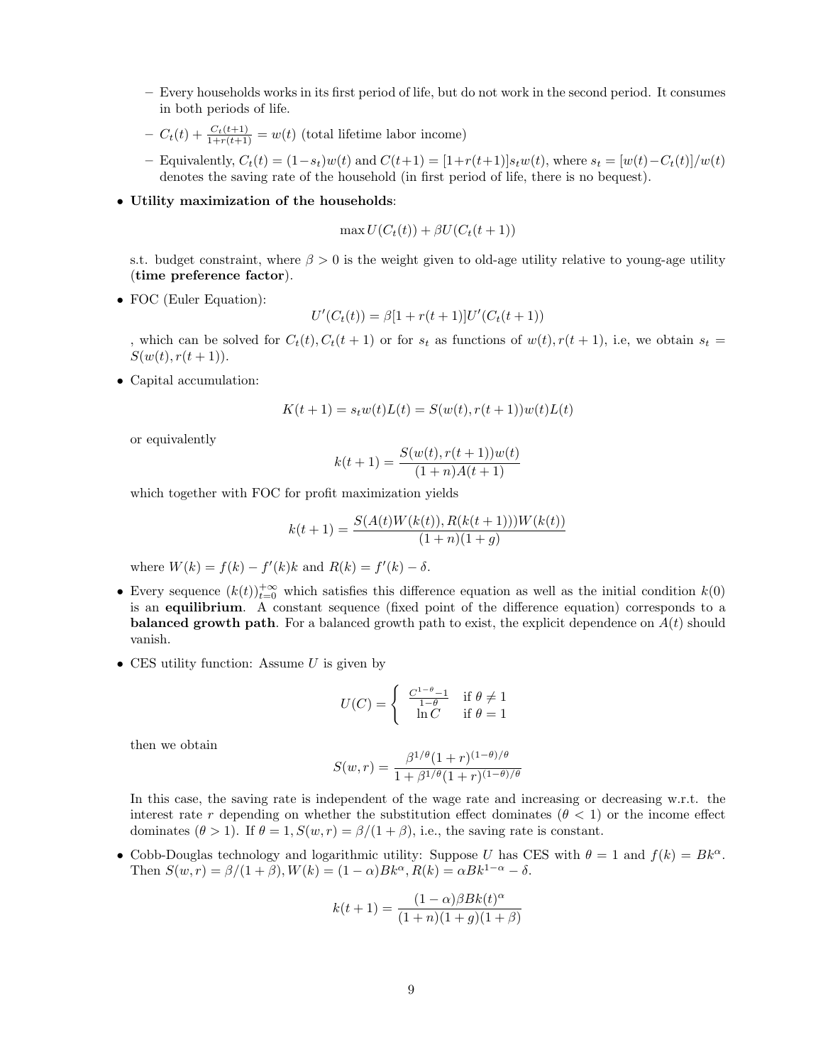- Every households works in its first period of life, but do not work in the second period. It consumes in both periods of life.
  - $C_t(t) + \frac{C_t(t+1)}{1+r(t+1)} = w(t)$ (total lifetime labor income)
  - Equivalently, $C_t(t) = (1-s_t)w(t)$ and $C(t+1) = [1+r(t+1)]s_t w(t)$, where $s_t = [w(t) - C_t(t)]/w(t)$ denotes the saving rate of the household (in first period of life, there is no bequest).

- **Utility maximization of the households**:

$$\max U(C_t(t)) + \beta U(C_t(t+1))$$

s.t. budget constraint, where $\beta > 0$ is the weight given to old-age utility relative to young-age utility (**time preference factor**).

- FOC (Euler Equation):

$$U'(C_t(t)) = \beta[1 + r(t+1)]U'(C_t(t+1))$$

, which can be solved for $C_t(t), C_t(t+1)$ or for $s_t$ as functions of $w(t), r(t+1)$, i.e, we obtain $s_t = S(w(t), r(t+1))$.

- Capital accumulation:

$$K(t+1) = s_t w(t)L(t) = S(w(t), r(t+1))w(t)L(t)$$

or equivalently

$$k(t+1) = \frac{S(w(t), r(t+1))w(t)}{(1+n)A(t+1)}$$

which together with FOC for profit maximization yields

$$k(t+1) = \frac{S(A(t)W(k(t)), R(k(t+1)))W(k(t))}{(1+n)(1+g)}$$

where $W(k) = f(k) - f'(k)k$ and $R(k) = f'(k) - \delta$.

- Every sequence $(k(t))_{t=0}^{+\infty}$ which satisfies this difference equation as well as the initial condition $k(0)$ is an **equilibrium**. A constant sequence (fixed point of the difference equation) corresponds to a **balanced growth path**. For a balanced growth path to exist, the explicit dependence on $A(t)$ should vanish.

- CES utility function: Assume $U$ is given by

$$U(C) = \begin{cases} \frac{C^{1-\theta}-1}{1-\theta} & \text{if } \theta \neq 1 \\ \ln C & \text{if } \theta = 1 \end{cases}$$

then we obtain

$$S(w, r) = \frac{\beta^{1/\theta}(1+r)^{(1-\theta)/\theta}}{1 + \beta^{1/\theta}(1+r)^{(1-\theta)/\theta}}$$

In this case, the saving rate is independent of the wage rate and increasing or decreasing w.r.t. the interest rate $r$ depending on whether the substitution effect dominates ($\theta < 1$) or the income effect dominates ($\theta > 1$). If $\theta = 1$, $S(w, r) = \beta/(1+\beta)$, i.e., the saving rate is constant.

- Cobb-Douglas technology and logarithmic utility: Suppose $U$ has CES with $\theta = 1$ and $f(k) = Bk^\alpha$. Then $S(w, r) = \beta/(1+\beta)$, $W(k) = (1-\alpha)Bk^\alpha$, $R(k) = \alpha Bk^{1-\alpha} - \delta$.

$$k(t+1) = \frac{(1-\alpha)\beta Bk(t)^\alpha}{(1+n)(1+g)(1+\beta)}$$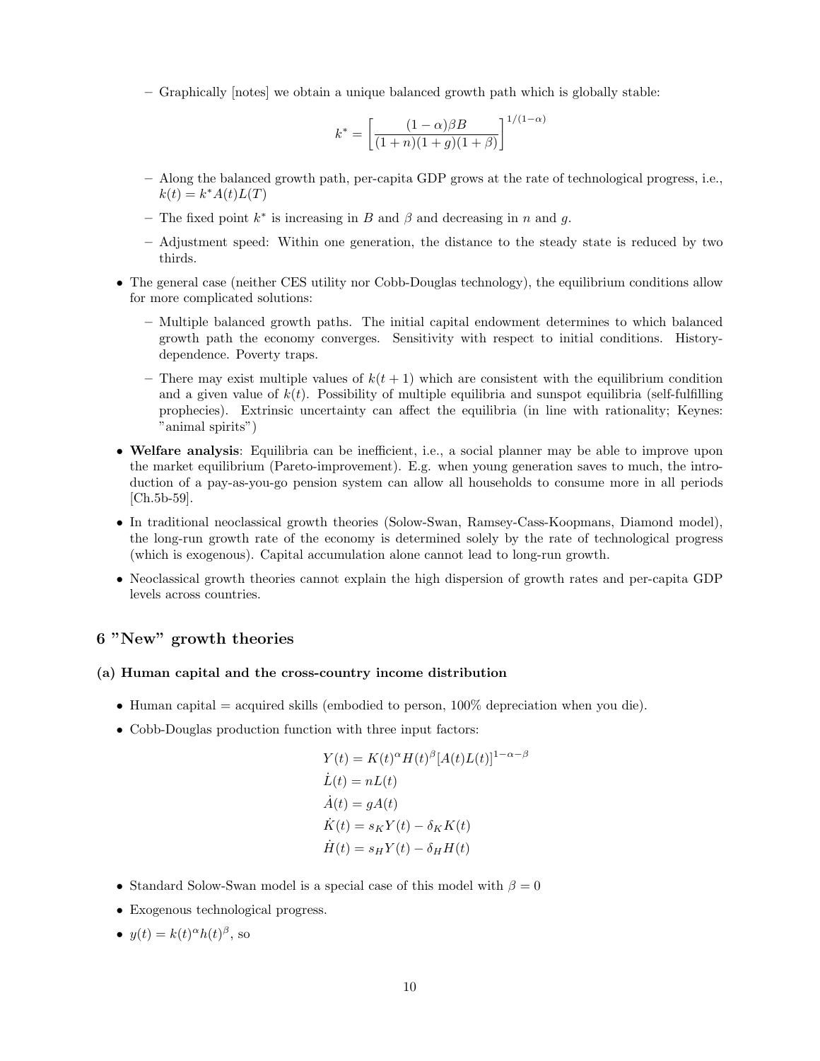- Graphically [notes] we obtain a unique balanced growth path which is globally stable:

$$k^* = \left[ \frac{(1-\alpha)\beta B}{(1+n)(1+g)(1+\beta)} \right]^{1/(1-\alpha)}$$

  - Along the balanced growth path, per-capita GDP grows at the rate of technological progress, i.e., $k(t) = k^* A(t) L(T)$
  - The fixed point $k^*$ is increasing in $B$ and $\beta$ and decreasing in $n$ and $g$.
  - Adjustment speed: Within one generation, the distance to the steady state is reduced by two thirds.

- The general case (neither CES utility nor Cobb-Douglas technology), the equilibrium conditions allow for more complicated solutions:
  - Multiple balanced growth paths. The initial capital endowment determines to which balanced growth path the economy converges. Sensitivity with respect to initial conditions. History-dependence. Poverty traps.
  - There may exist multiple values of $k(t+1)$ which are consistent with the equilibrium condition and a given value of $k(t)$. Possibility of multiple equilibria and sunspot equilibria (self-fulfilling prophecies). Extrinsic uncertainty can affect the equilibria (in line with rationality; Keynes: "animal spirits")

- **Welfare analysis**: Equilibria can be inefficient, i.e., a social planner may be able to improve upon the market equilibrium (Pareto-improvement). E.g. when young generation saves to much, the introduction of a pay-as-you-go pension system can allow all households to consume more in all periods [Ch.5b-59].
- In traditional neoclassical growth theories (Solow-Swan, Ramsey-Cass-Koopmans, Diamond model), the long-run growth rate of the economy is determined solely by the rate of technological progress (which is exogenous). Capital accumulation alone cannot lead to long-run growth.
- Neoclassical growth theories cannot explain the high dispersion of growth rates and per-capita GDP levels across countries.

## 6 "New" growth theories

### (a) Human capital and the cross-country income distribution

- Human capital = acquired skills (embodied to person, 100% depreciation when you die).
- Cobb-Douglas production function with three input factors:

$$\begin{aligned}
Y(t) &= K(t)^{\alpha} H(t)^{\beta} [A(t)L(t)]^{1-\alpha-\beta} \\
\dot{L}(t) &= nL(t) \\
\dot{A}(t) &= gA(t) \\
\dot{K}(t) &= s_K Y(t) - \delta_K K(t) \\
\dot{H}(t) &= s_H Y(t) - \delta_H H(t)
\end{aligned}$$

- Standard Solow-Swan model is a special case of this model with $\beta = 0$
- Exogenous technological progress.
- $y(t) = k(t)^{\alpha} h(t)^{\beta}$, so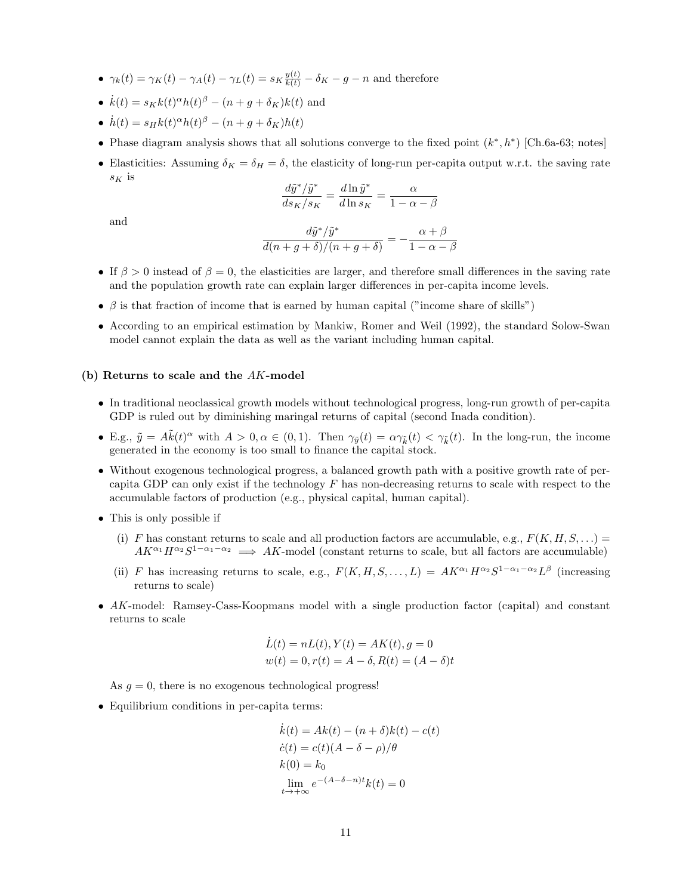- $\gamma_k(t) = \gamma_K(t) - \gamma_A(t) - \gamma_L(t) = s_K \frac{y(t)}{k(t)} - \delta_K - g - n$ and therefore
- $\dot{k}(t) = s_K k(t)^\alpha h(t)^\beta - (n + g + \delta_K) k(t)$ and
- $\dot{h}(t) = s_H k(t)^\alpha h(t)^\beta - (n + g + \delta_K) h(t)$
- Phase diagram analysis shows that all solutions converge to the fixed point $(k^*, h^*)$ [Ch.6a-63; notes]
- Elasticities: Assuming $\delta_K = \delta_H = \delta$, the elasticity of long-run per-capita output w.r.t. the saving rate $s_K$ is

$$\frac{d\tilde{y}^*/\tilde{y}^*}{ds_K/s_K} = \frac{d \ln \tilde{y}^*}{d \ln s_K} = \frac{\alpha}{1 - \alpha - \beta}$$

and

$$\frac{d\tilde{y}^*/\tilde{y}^*}{d(n+g+\delta)/(n+g+\delta)} = -\frac{\alpha + \beta}{1 - \alpha - \beta}$$

- If $\beta > 0$ instead of $\beta = 0$, the elasticities are larger, and therefore small differences in the saving rate and the population growth rate can explain larger differences in per-capita income levels.
- $\beta$ is that fraction of income that is earned by human capital ("income share of skills")
- According to an empirical estimation by Mankiw, Romer and Weil (1992), the standard Solow-Swan model cannot explain the data as well as the variant including human capital.

### (b) Returns to scale and the $AK$-model

- In traditional neoclassical growth models without technological progress, long-run growth of per-capita GDP is ruled out by diminishing maringal returns of capital (second Inada condition).
- E.g., $\tilde{y} = A\tilde{k}(t)^\alpha$ with $A > 0, \alpha \in (0,1)$. Then $\gamma_{\tilde{y}}(t) = \alpha\gamma_{\tilde{k}}(t) < \gamma_{\tilde{k}}(t)$. In the long-run, the income generated in the economy is too small to finance the capital stock.
- Without exogenous technological progress, a balanced growth path with a positive growth rate of per-capita GDP can only exist if the technology $F$ has non-decreasing returns to scale with respect to the accumulable factors of production (e.g., physical capital, human capital).
- This is only possible if
  - (i) $F$ has constant returns to scale and all production factors are accumulable, e.g., $F(K, H, S, \ldots) = AK^{\alpha_1}H^{\alpha_2}S^{1-\alpha_1-\alpha_2} \implies AK$-model (constant returns to scale, but all factors are accumulable)
  - (ii) $F$ has increasing returns to scale, e.g., $F(K, H, S, \ldots, L) = AK^{\alpha_1}H^{\alpha_2}S^{1-\alpha_1-\alpha_2}L^\beta$ (increasing returns to scale)
- $AK$-model: Ramsey-Cass-Koopmans model with a single production factor (capital) and constant returns to scale

$$\dot{L}(t) = nL(t), Y(t) = AK(t), g = 0$$
$$w(t) = 0, r(t) = A - \delta, R(t) = (A - \delta)t$$

As $g = 0$, there is no exogenous technological progress!

- Equilibrium conditions in per-capita terms:

$$\dot{k}(t) = Ak(t) - (n + \delta)k(t) - c(t)$$
$$\dot{c}(t) = c(t)(A - \delta - \rho)/\theta$$
$$k(0) = k_0$$
$$\lim_{t \to +\infty} e^{-(A-\delta-n)t} k(t) = 0$$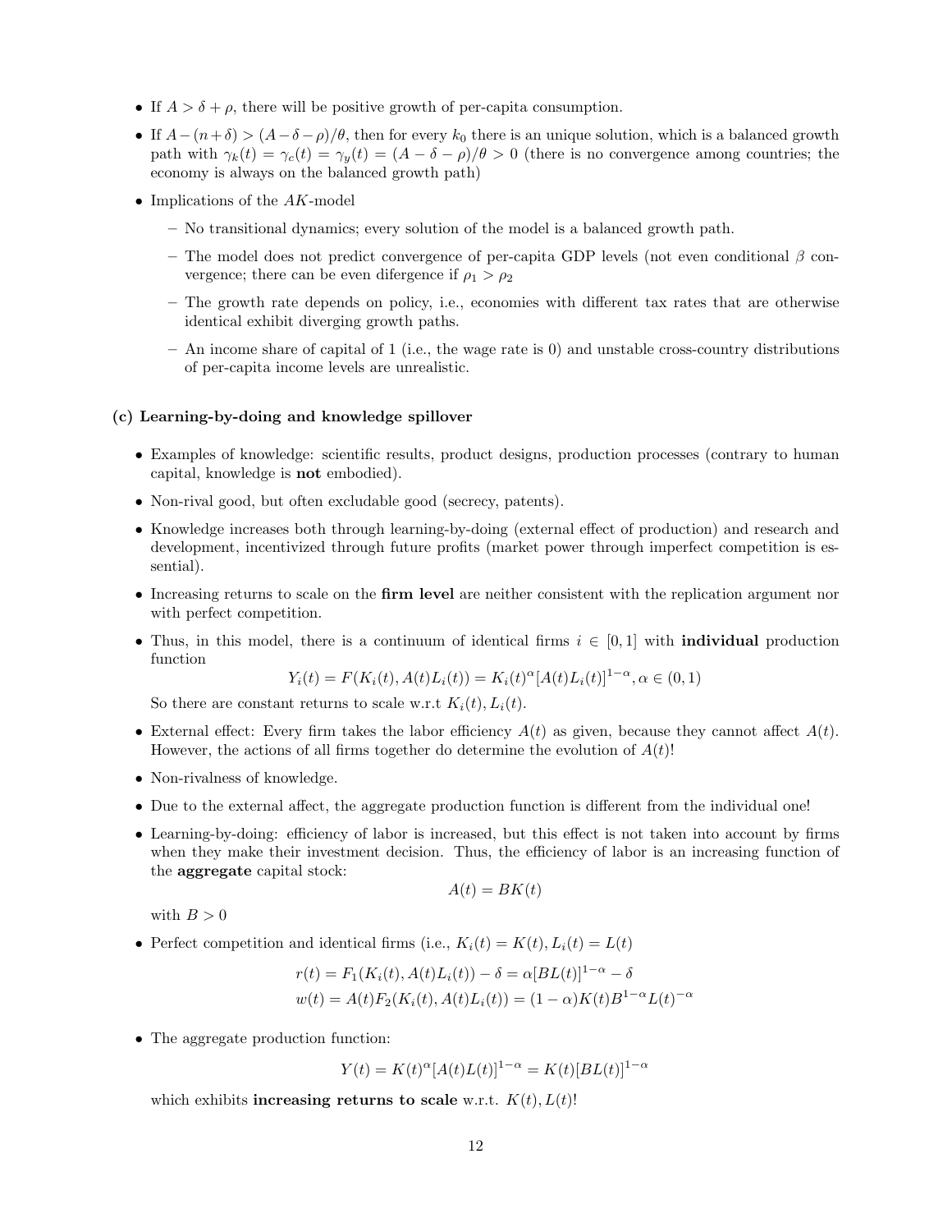- If $A > \delta + \rho$, there will be positive growth of per-capita consumption.
- If $A - (n+\delta) > (A - \delta - \rho)/\theta$, then for every $k_0$ there is an unique solution, which is a balanced growth path with $\gamma_k(t) = \gamma_c(t) = \gamma_y(t) = (A - \delta - \rho)/\theta > 0$ (there is no convergence among countries; the economy is always on the balanced growth path)
- Implications of the $AK$-model
  - No transitional dynamics; every solution of the model is a balanced growth path.
  - The model does not predict convergence of per-capita GDP levels (not even conditional $\beta$ convergence; there can be even difergence if $\rho_1 > \rho_2$
  - The growth rate depends on policy, i.e., economies with different tax rates that are otherwise identical exhibit diverging growth paths.
  - An income share of capital of 1 (i.e., the wage rate is 0) and unstable cross-country distributions of per-capita income levels are unrealistic.

### (c) Learning-by-doing and knowledge spillover

- Examples of knowledge: scientific results, product designs, production processes (contrary to human capital, knowledge is **not** embodied).
- Non-rival good, but often excludable good (secrecy, patents).
- Knowledge increases both through learning-by-doing (external effect of production) and research and development, incentivized through future profits (market power through imperfect competition is essential).
- Increasing returns to scale on the **firm level** are neither consistent with the replication argument nor with perfect competition.
- Thus, in this model, there is a continuum of identical firms $i \in [0,1]$ with **individual** production function

$$Y_i(t) = F(K_i(t), A(t)L_i(t)) = K_i(t)^\alpha [A(t)L_i(t)]^{1-\alpha}, \alpha \in (0,1)$$

  So there are constant returns to scale w.r.t $K_i(t), L_i(t)$.
- External effect: Every firm takes the labor efficiency $A(t)$ as given, because they cannot affect $A(t)$. However, the actions of all firms together do determine the evolution of $A(t)$!
- Non-rivalness of knowledge.
- Due to the external affect, the aggregate production function is different from the individual one!
- Learning-by-doing: efficiency of labor is increased, but this effect is not taken into account by firms when they make their investment decision. Thus, the efficiency of labor is an increasing function of the **aggregate** capital stock:

$$A(t) = BK(t)$$

  with $B > 0$
- Perfect competition and identical firms (i.e., $K_i(t) = K(t), L_i(t) = L(t)$

$$r(t) = F_1(K_i(t), A(t)L_i(t)) - \delta = \alpha[BL(t)]^{1-\alpha} - \delta$$
$$w(t) = A(t)F_2(K_i(t), A(t)L_i(t)) = (1-\alpha)K(t)B^{1-\alpha}L(t)^{-\alpha}$$

- The aggregate production function:

$$Y(t) = K(t)^\alpha [A(t)L(t)]^{1-\alpha} = K(t)[BL(t)]^{1-\alpha}$$

  which exhibits **increasing returns to scale** w.r.t. $K(t), L(t)$!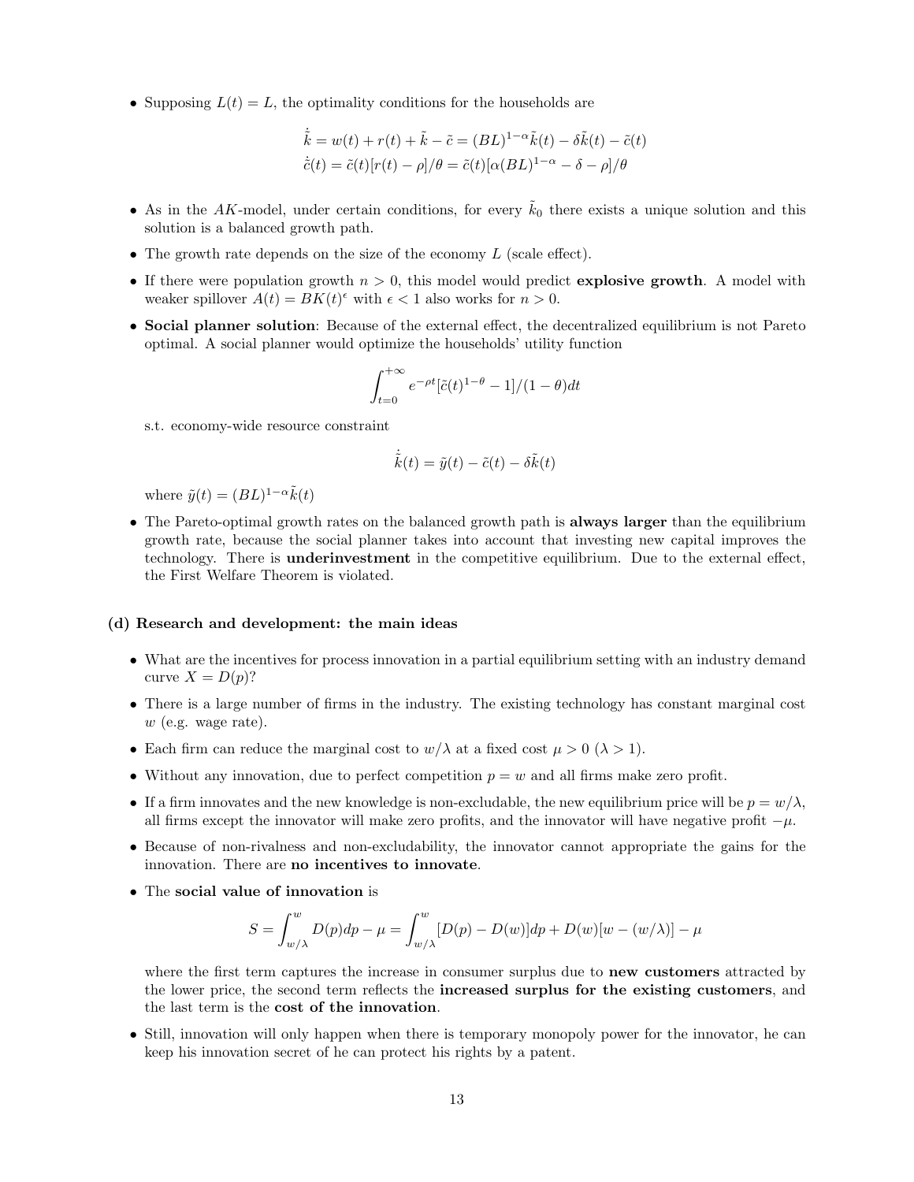- Supposing $L(t) = L$, the optimality conditions for the households are

$$\dot{\tilde{k}} = w(t) + r(t) + \tilde{k} - \tilde{c} = (BL)^{1-\alpha}\tilde{k}(t) - \delta\tilde{k}(t) - \tilde{c}(t)$$

$$\dot{\tilde{c}}(t) = \tilde{c}(t)[r(t) - \rho]/\theta = \tilde{c}(t)[\alpha(BL)^{1-\alpha} - \delta - \rho]/\theta$$

- As in the $AK$-model, under certain conditions, for every $\tilde{k}_0$ there exists a unique solution and this solution is a balanced growth path.
- The growth rate depends on the size of the economy $L$ (scale effect).
- If there were population growth $n > 0$, this model would predict **explosive growth**. A model with weaker spillover $A(t) = BK(t)^{\epsilon}$ with $\epsilon < 1$ also works for $n > 0$.
- **Social planner solution**: Because of the external effect, the decentralized equilibrium is not Pareto optimal. A social planner would optimize the households' utility function

$$\int_{t=0}^{+\infty} e^{-\rho t}[\tilde{c}(t)^{1-\theta} - 1]/(1-\theta)dt$$

s.t. economy-wide resource constraint

$$\dot{\tilde{k}}(t) = \tilde{y}(t) - \tilde{c}(t) - \delta\tilde{k}(t)$$

where $\tilde{y}(t) = (BL)^{1-\alpha}\tilde{k}(t)$

- The Pareto-optimal growth rates on the balanced growth path is **always larger** than the equilibrium growth rate, because the social planner takes into account that investing new capital improves the technology. There is **underinvestment** in the competitive equilibrium. Due to the external effect, the First Welfare Theorem is violated.

#### (d) Research and development: the main ideas

- What are the incentives for process innovation in a partial equilibrium setting with an industry demand curve $X = D(p)$?
- There is a large number of firms in the industry. The existing technology has constant marginal cost $w$ (e.g. wage rate).
- Each firm can reduce the marginal cost to $w/\lambda$ at a fixed cost $\mu > 0$ ($\lambda > 1$).
- Without any innovation, due to perfect competition $p = w$ and all firms make zero profit.
- If a firm innovates and the new knowledge is non-excludable, the new equilibrium price will be $p = w/\lambda$, all firms except the innovator will make zero profits, and the innovator will have negative profit $-\mu$.
- Because of non-rivalness and non-excludability, the innovator cannot appropriate the gains for the innovation. There are **no incentives to innovate**.
- The **social value of innovation** is

$$S = \int_{w/\lambda}^{w} D(p)dp - \mu = \int_{w/\lambda}^{w} [D(p) - D(w)]dp + D(w)[w - (w/\lambda)] - \mu$$

where the first term captures the increase in consumer surplus due to **new customers** attracted by the lower price, the second term reflects the **increased surplus for the existing customers**, and the last term is the **cost of the innovation**.

- Still, innovation will only happen when there is temporary monopoly power for the innovator, he can keep his innovation secret of he can protect his rights by a patent.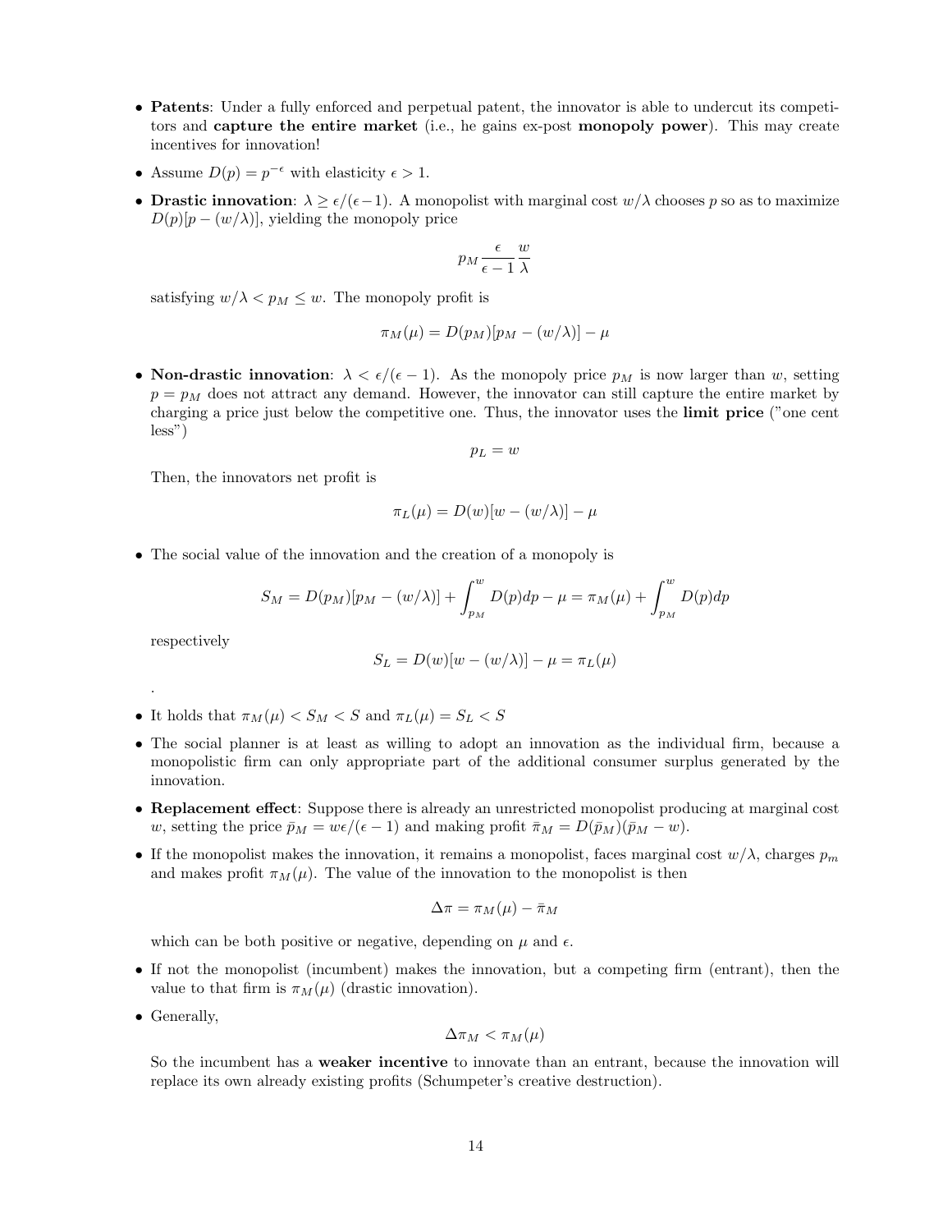- **Patents**: Under a fully enforced and perpetual patent, the innovator is able to undercut its competitors and **capture the entire market** (i.e., he gains ex-post **monopoly power**). This may create incentives for innovation!
- Assume $D(p) = p^{-\epsilon}$ with elasticity $\epsilon > 1$.
- **Drastic innovation**: $\lambda \geq \epsilon/(\epsilon - 1)$. A monopolist with marginal cost $w/\lambda$ chooses $p$ so as to maximize $D(p)[p - (w/\lambda)]$, yielding the monopoly price

  $$p_M \frac{\epsilon}{\epsilon - 1} \frac{w}{\lambda}$$

  satisfying $w/\lambda < p_M \leq w$. The monopoly profit is

  $$\pi_M(\mu) = D(p_M)[p_M - (w/\lambda)] - \mu$$

- **Non-drastic innovation**: $\lambda < \epsilon/(\epsilon - 1)$. As the monopoly price $p_M$ is now larger than $w$, setting $p = p_M$ does not attract any demand. However, the innovator can still capture the entire market by charging a price just below the competitive one. Thus, the innovator uses the **limit price** ("one cent less")

  $$p_L = w$$

  Then, the innovators net profit is

  $$\pi_L(\mu) = D(w)[w - (w/\lambda)] - \mu$$

- The social value of the innovation and the creation of a monopoly is

  $$S_M = D(p_M)[p_M - (w/\lambda)] + \int_{p_M}^{w} D(p)dp - \mu = \pi_M(\mu) + \int_{p_M}^{w} D(p)dp$$

  respectively

  $$S_L = D(w)[w - (w/\lambda)] - \mu = \pi_L(\mu)$$

  .

- It holds that $\pi_M(\mu) < S_M < S$ and $\pi_L(\mu) = S_L < S$
- The social planner is at least as willing to adopt an innovation as the individual firm, because a monopolistic firm can only appropriate part of the additional consumer surplus generated by the innovation.
- **Replacement effect**: Suppose there is already an unrestricted monopolist producing at marginal cost $w$, setting the price $\bar{p}_M = w\epsilon/(\epsilon - 1)$ and making profit $\bar{\pi}_M = D(\bar{p}_M)(\bar{p}_M - w)$.
- If the monopolist makes the innovation, it remains a monopolist, faces marginal cost $w/\lambda$, charges $p_m$ and makes profit $\pi_M(\mu)$. The value of the innovation to the monopolist is then

  $$\Delta\pi = \pi_M(\mu) - \bar{\pi}_M$$

  which can be both positive or negative, depending on $\mu$ and $\epsilon$.

- If not the monopolist (incumbent) makes the innovation, but a competing firm (entrant), then the value to that firm is $\pi_M(\mu)$ (drastic innovation).
- Generally,

  $$\Delta\pi_M < \pi_M(\mu)$$

  So the incumbent has a **weaker incentive** to innovate than an entrant, because the innovation will replace its own already existing profits (Schumpeter's creative destruction).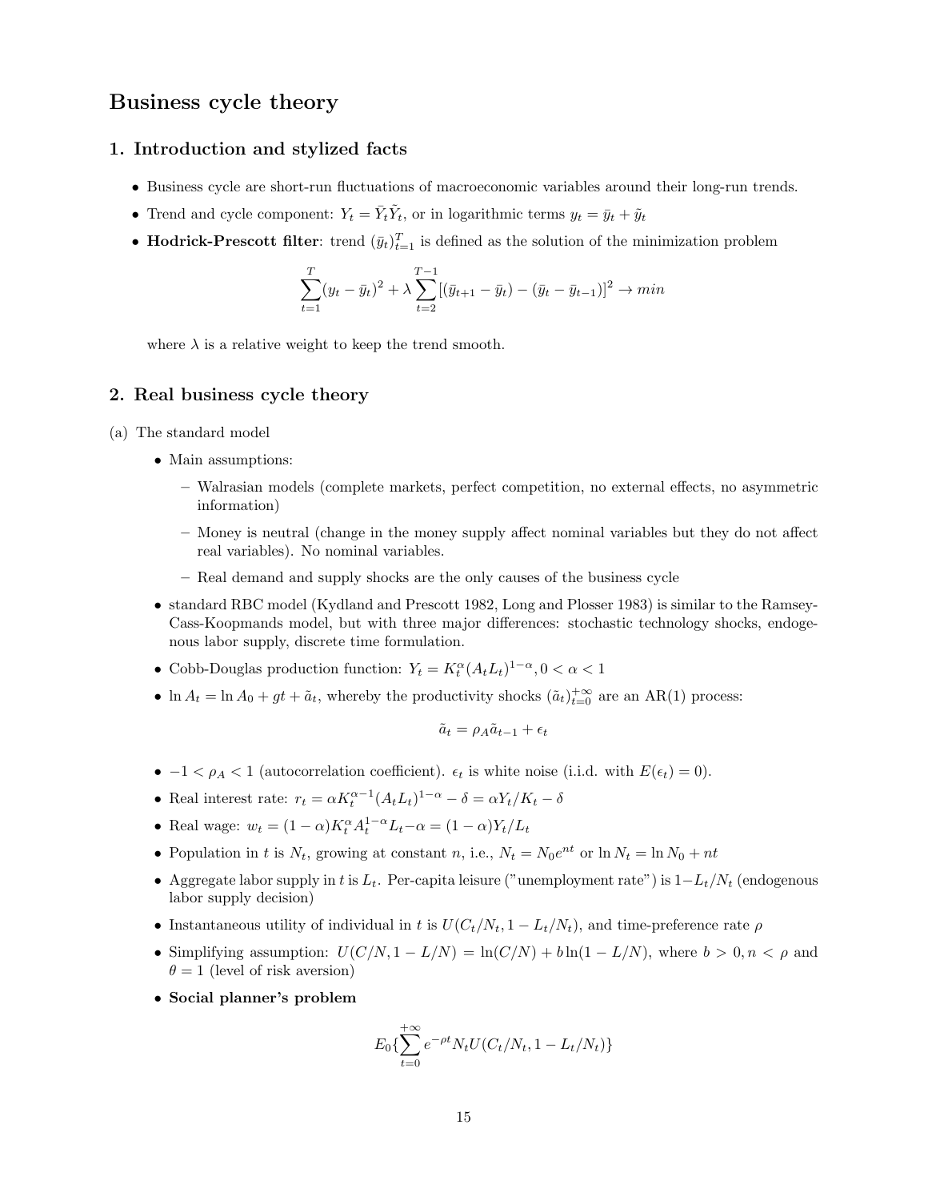# Business cycle theory

## 1. Introduction and stylized facts

- Business cycle are short-run fluctuations of macroeconomic variables around their long-run trends.
- Trend and cycle component: $Y_t = \bar{Y}_t \tilde{Y}_t$, or in logarithmic terms $y_t = \bar{y}_t + \tilde{y}_t$
- **Hodrick-Prescott filter**: trend $(\bar{y}_t)_{t=1}^T$ is defined as the solution of the minimization problem

$$\sum_{t=1}^{T}(y_t - \bar{y}_t)^2 + \lambda \sum_{t=2}^{T-1}[(\bar{y}_{t+1} - \bar{y}_t) - (\bar{y}_t - \bar{y}_{t-1})]^2 \to min$$

where $\lambda$ is a relative weight to keep the trend smooth.

## 2. Real business cycle theory

(a) The standard model

- Main assumptions:
  - Walrasian models (complete markets, perfect competition, no external effects, no asymmetric information)
  - Money is neutral (change in the money supply affect nominal variables but they do not affect real variables). No nominal variables.
  - Real demand and supply shocks are the only causes of the business cycle
- standard RBC model (Kydland and Prescott 1982, Long and Plosser 1983) is similar to the Ramsey-Cass-Koopmands model, but with three major differences: stochastic technology shocks, endogenous labor supply, discrete time formulation.
- Cobb-Douglas production function: $Y_t = K_t^\alpha (A_t L_t)^{1-\alpha}, 0 < \alpha < 1$
- $\ln A_t = \ln A_0 + gt + \tilde{a}_t$, whereby the productivity shocks $(\tilde{a}_t)_{t=0}^{+\infty}$ are an AR(1) process:

$$\tilde{a}_t = \rho_A \tilde{a}_{t-1} + \epsilon_t$$

- $-1 < \rho_A < 1$ (autocorrelation coefficient). $\epsilon_t$ is white noise (i.i.d. with $E(\epsilon_t) = 0$).
- Real interest rate: $r_t = \alpha K_t^{\alpha-1}(A_t L_t)^{1-\alpha} - \delta = \alpha Y_t / K_t - \delta$
- Real wage: $w_t = (1-\alpha) K_t^\alpha A_t^{1-\alpha} L_t{-\alpha} = (1-\alpha) Y_t / L_t$
- Population in $t$ is $N_t$, growing at constant $n$, i.e., $N_t = N_0 e^{nt}$ or $\ln N_t = \ln N_0 + nt$
- Aggregate labor supply in $t$ is $L_t$. Per-capita leisure ("unemployment rate") is $1 - L_t/N_t$ (endogenous labor supply decision)
- Instantaneous utility of individual in $t$ is $U(C_t/N_t, 1 - L_t/N_t)$, and time-preference rate $\rho$
- Simplifying assumption: $U(C/N, 1 - L/N) = \ln(C/N) + b\ln(1 - L/N)$, where $b > 0, n < \rho$ and $\theta = 1$ (level of risk aversion)
- **Social planner's problem**

$$E_0\{\sum_{t=0}^{+\infty} e^{-\rho t} N_t U(C_t/N_t, 1 - L_t/N_t)\}$$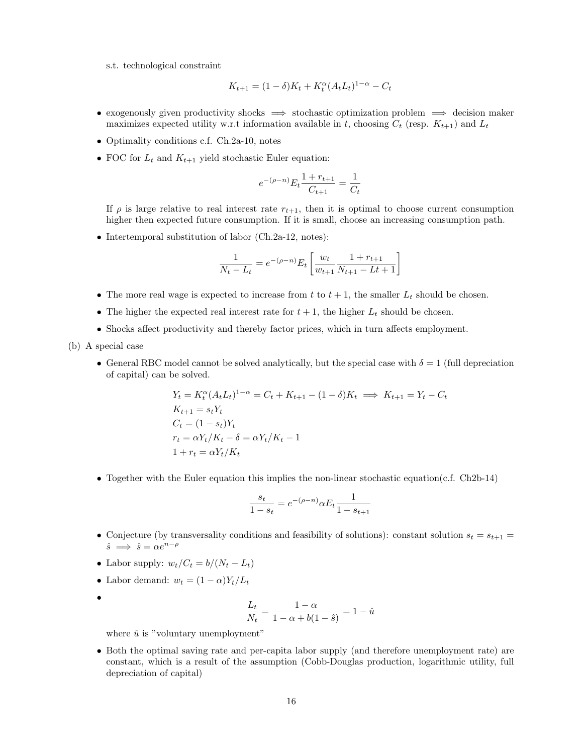s.t. technological constraint

$$K_{t+1} = (1-\delta)K_t + K_t^\alpha (A_t L_t)^{1-\alpha} - C_t$$

- exogenously given productivity shocks $\implies$ stochastic optimization problem $\implies$ decision maker maximizes expected utility w.r.t information available in $t$, choosing $C_t$ (resp. $K_{t+1}$) and $L_t$
- Optimality conditions c.f. Ch.2a-10, notes
- FOC for $L_t$ and $K_{t+1}$ yield stochastic Euler equation:

$$e^{-(\rho-n)} E_t \frac{1+r_{t+1}}{C_{t+1}} = \frac{1}{C_t}$$

  If $\rho$ is large relative to real interest rate $r_{t+1}$, then it is optimal to choose current consumption higher then expected future consumption. If it is small, choose an increasing consumption path.

- Intertemporal substitution of labor (Ch.2a-12, notes):

$$\frac{1}{N_t - L_t} = e^{-(\rho-n)} E_t \left[ \frac{w_t}{w_{t+1}} \frac{1+r_{t+1}}{N_{t+1} - Lt + 1} \right]$$

- The more real wage is expected to increase from $t$ to $t+1$, the smaller $L_t$ should be chosen.
- The higher the expected real interest rate for $t+1$, the higher $L_t$ should be chosen.
- Shocks affect productivity and thereby factor prices, which in turn affects employment.

(b) A special case

- General RBC model cannot be solved analytically, but the special case with $\delta = 1$ (full depreciation of capital) can be solved.

$$\begin{aligned}
&Y_t = K_t^\alpha (A_t L_t)^{1-\alpha} = C_t + K_{t+1} - (1-\delta)K_t \implies K_{t+1} = Y_t - C_t \\
&K_{t+1} = s_t Y_t \\
&C_t = (1-s_t)Y_t \\
&r_t = \alpha Y_t / K_t - \delta = \alpha Y_t / K_t - 1 \\
&1 + r_t = \alpha Y_t / K_t
\end{aligned}$$

- Together with the Euler equation this implies the non-linear stochastic equation(c.f. Ch2b-14)

$$\frac{s_t}{1-s_t} = e^{-(\rho-n)} \alpha E_t \frac{1}{1-s_{t+1}}$$

- Conjecture (by transversality conditions and feasibility of solutions): constant solution $s_t = s_{t+1} = \hat{s} \implies \hat{s} = \alpha e^{n-\rho}$
- Labor supply: $w_t / C_t = b/(N_t - L_t)$
- Labor demand: $w_t = (1-\alpha) Y_t / L_t$
- $$\frac{L_t}{N_t} = \frac{1-\alpha}{1-\alpha + b(1-\hat{s})} = 1 - \hat{u}$$

  where $\hat{u}$ is "voluntary unemployment"

- Both the optimal saving rate and per-capita labor supply (and therefore unemployment rate) are constant, which is a result of the assumption (Cobb-Douglas production, logarithmic utility, full depreciation of capital)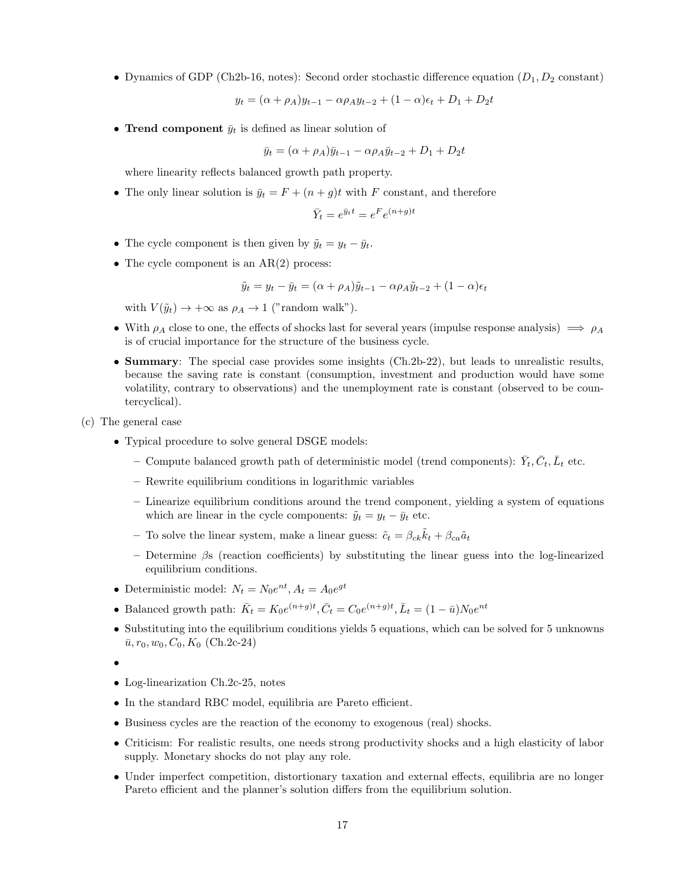- Dynamics of GDP (Ch2b-16, notes): Second order stochastic difference equation ($D_1, D_2$ constant)

$$y_t = (\alpha + \rho_A)y_{t-1} - \alpha\rho_A y_{t-2} + (1-\alpha)\epsilon_t + D_1 + D_2 t$$

- **Trend component** $\bar{y}_t$ is defined as linear solution of

$$\bar{y}_t = (\alpha + \rho_A)\bar{y}_{t-1} - \alpha\rho_A \bar{y}_{t-2} + D_1 + D_2 t$$

  where linearity reflects balanced growth path property.

- The only linear solution is $\bar{y}_t = F + (n+g)t$ with $F$ constant, and therefore

$$\bar{Y}_t = e^{\bar{y}_t t} = e^F e^{(n+g)t}$$

- The cycle component is then given by $\tilde{y}_t = y_t - \bar{y}_t$.
- The cycle component is an AR(2) process:

$$\tilde{y}_t = y_t - \bar{y}_t = (\alpha + \rho_A)\tilde{y}_{t-1} - \alpha\rho_A \tilde{y}_{t-2} + (1-\alpha)\epsilon_t$$

  with $V(\tilde{y}_t) \to +\infty$ as $\rho_A \to 1$ ("random walk").

- With $\rho_A$ close to one, the effects of shocks last for several years (impulse response analysis) $\implies$ $\rho_A$ is of crucial importance for the structure of the business cycle.
- **Summary**: The special case provides some insights (Ch.2b-22), but leads to unrealistic results, because the saving rate is constant (consumption, investment and production would have some volatility, contrary to observations) and the unemployment rate is constant (observed to be countercyclical).

(c) The general case

- Typical procedure to solve general DSGE models:
  - Compute balanced growth path of deterministic model (trend components): $\bar{Y}_t, \bar{C}_t, \bar{L}_t$ etc.
  - Rewrite equilibrium conditions in logarithmic variables
  - Linearize equilibrium conditions around the trend component, yielding a system of equations which are linear in the cycle components: $\tilde{y}_t = y_t - \bar{y}_t$ etc.
  - To solve the linear system, make a linear guess: $\tilde{c}_t = \beta_{ck}\tilde{k}_t + \beta_{ca}\tilde{a}_t$
  - Determine $\beta$s (reaction coefficients) by substituting the linear guess into the log-linearized equilibrium conditions.
- Deterministic model: $N_t = N_0 e^{nt}, A_t = A_0 e^{gt}$
- Balanced growth path: $\bar{K}_t = K_0 e^{(n+g)t}, \bar{C}_t = C_0 e^{(n+g)t}, \bar{L}_t = (1-\bar{u})N_0 e^{nt}$
- Substituting into the equilibrium conditions yields 5 equations, which can be solved for 5 unknowns $\bar{u}, r_0, w_0, C_0, K_0$ (Ch.2c-24)
- 
- Log-linearization Ch.2c-25, notes
- In the standard RBC model, equilibria are Pareto efficient.
- Business cycles are the reaction of the economy to exogenous (real) shocks.
- Criticism: For realistic results, one needs strong productivity shocks and a high elasticity of labor supply. Monetary shocks do not play any role.
- Under imperfect competition, distortionary taxation and external effects, equilibria are no longer Pareto efficient and the planner's solution differs from the equilibrium solution.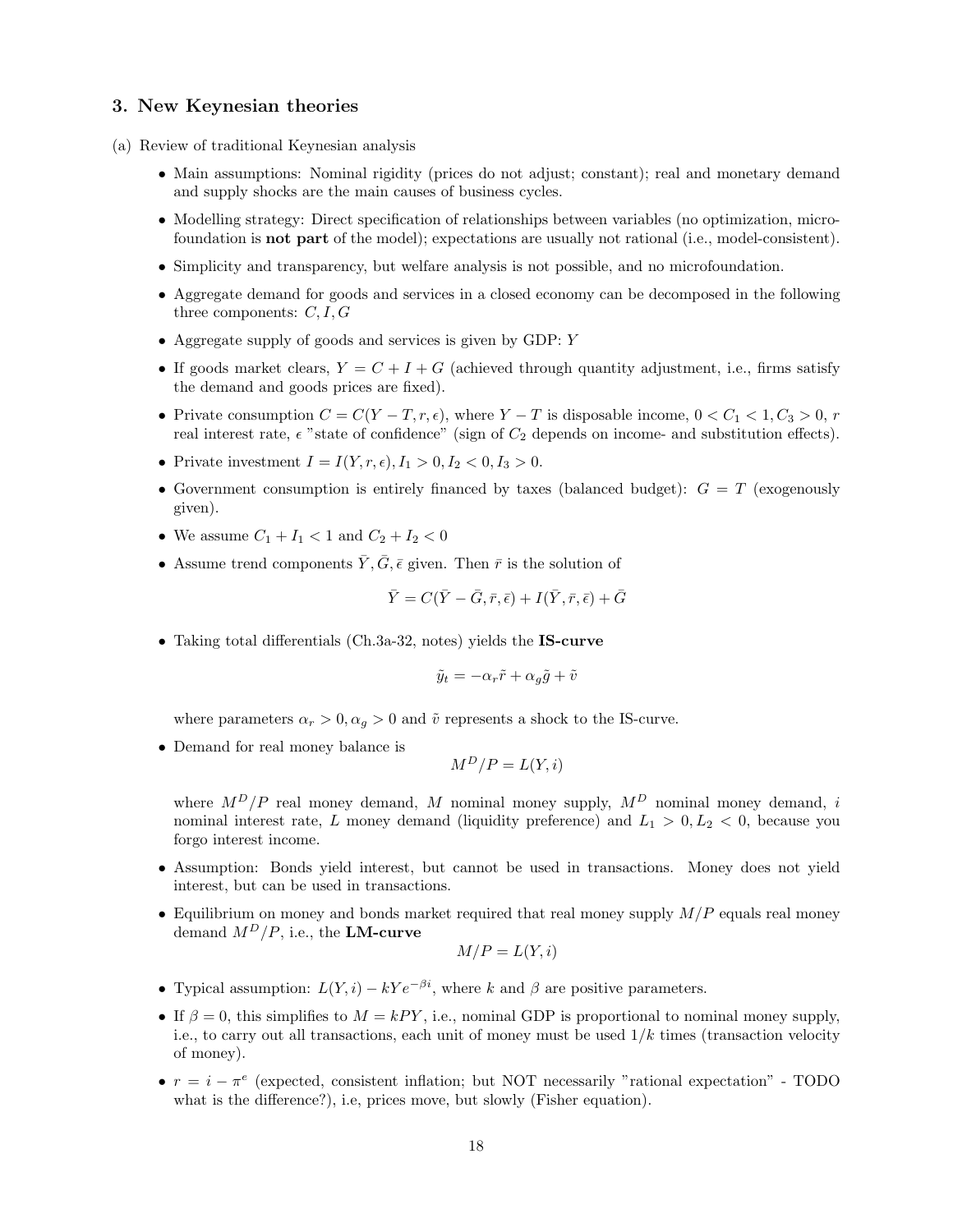### 3. New Keynesian theories

(a) Review of traditional Keynesian analysis

- Main assumptions: Nominal rigidity (prices do not adjust; constant); real and monetary demand and supply shocks are the main causes of business cycles.
- Modelling strategy: Direct specification of relationships between variables (no optimization, microfoundation is **not part** of the model); expectations are usually not rational (i.e., model-consistent).
- Simplicity and transparency, but welfare analysis is not possible, and no microfoundation.
- Aggregate demand for goods and services in a closed economy can be decomposed in the following three components: $C, I, G$
- Aggregate supply of goods and services is given by GDP: $Y$
- If goods market clears, $Y = C + I + G$ (achieved through quantity adjustment, i.e., firms satisfy the demand and goods prices are fixed).
- Private consumption $C = C(Y - T, r, \epsilon)$, where $Y - T$ is disposable income, $0 < C_1 < 1, C_3 > 0$, $r$ real interest rate, $\epsilon$ "state of confidence" (sign of $C_2$ depends on income- and substitution effects).
- Private investment $I = I(Y, r, \epsilon), I_1 > 0, I_2 < 0, I_3 > 0$.
- Government consumption is entirely financed by taxes (balanced budget): $G = T$ (exogenously given).
- We assume $C_1 + I_1 < 1$ and $C_2 + I_2 < 0$
- Assume trend components $\bar{Y}, \bar{G}, \bar{\epsilon}$ given. Then $\bar{r}$ is the solution of

$$\bar{Y} = C(\bar{Y} - \bar{G}, \bar{r}, \bar{\epsilon}) + I(\bar{Y}, \bar{r}, \bar{\epsilon}) + \bar{G}$$

- Taking total differentials (Ch.3a-32, notes) yields the **IS-curve**

$$\tilde{y}_t = -\alpha_r \tilde{r} + \alpha_g \tilde{g} + \tilde{v}$$

where parameters $\alpha_r > 0, \alpha_g > 0$ and $\tilde{v}$ represents a shock to the IS-curve.

- Demand for real money balance is

$$M^D/P = L(Y, i)$$

where $M^D/P$ real money demand, $M$ nominal money supply, $M^D$ nominal money demand, $i$ nominal interest rate, $L$ money demand (liquidity preference) and $L_1 > 0, L_2 < 0$, because you forgo interest income.

- Assumption: Bonds yield interest, but cannot be used in transactions. Money does not yield interest, but can be used in transactions.
- Equilibrium on money and bonds market required that real money supply $M/P$ equals real money demand $M^D/P$, i.e., the **LM-curve**

$$M/P = L(Y, i)$$

- Typical assumption: $L(Y, i) - kYe^{-\beta i}$, where $k$ and $\beta$ are positive parameters.
- If $\beta = 0$, this simplifies to $M = kPY$, i.e., nominal GDP is proportional to nominal money supply, i.e., to carry out all transactions, each unit of money must be used $1/k$ times (transaction velocity of money).
- $r = i - \pi^e$ (expected, consistent inflation; but NOT necessarily "rational expectation" - TODO what is the difference?), i.e, prices move, but slowly (Fisher equation).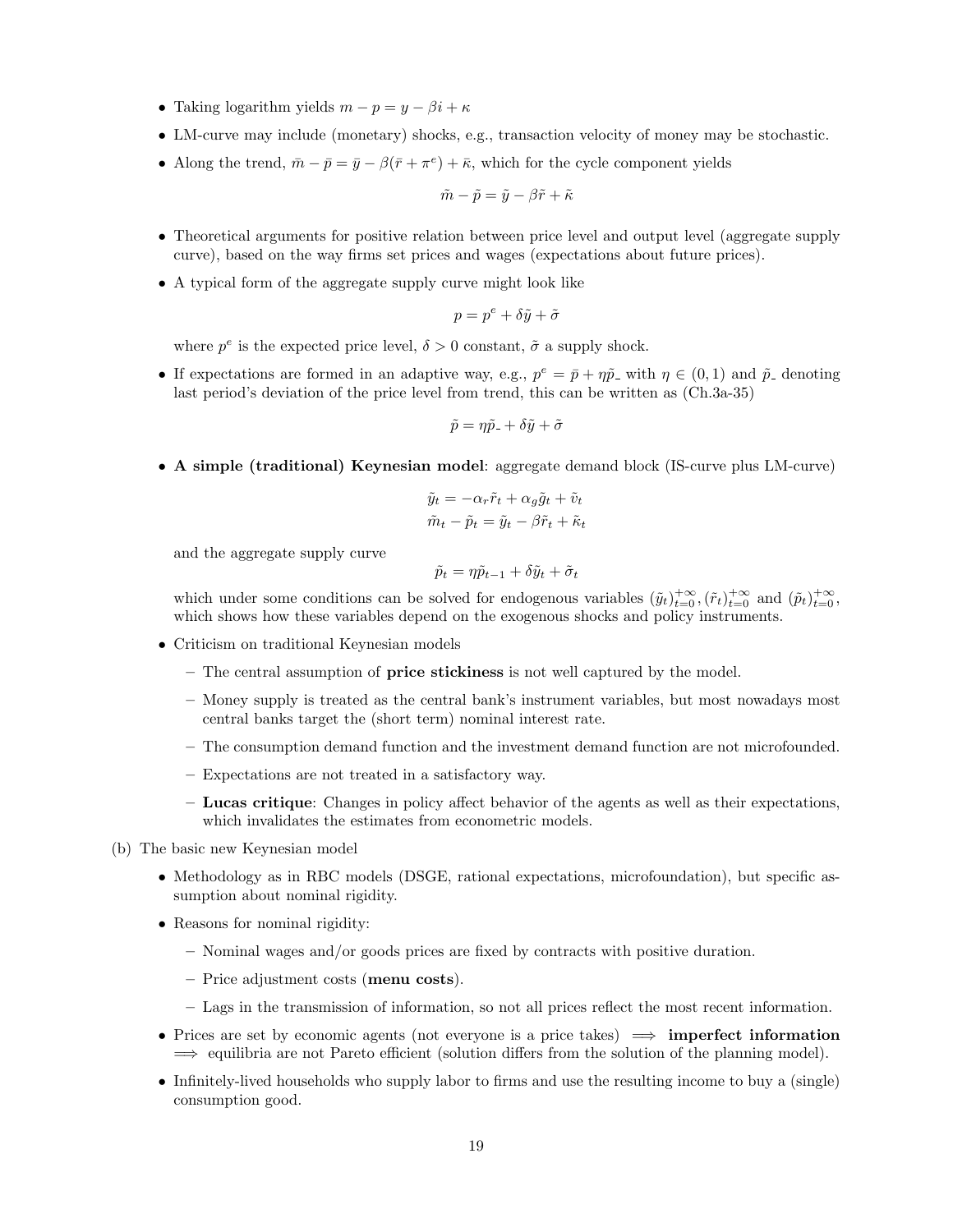- Taking logarithm yields $m - p = y - \beta i + \kappa$
- LM-curve may include (monetary) shocks, e.g., transaction velocity of money may be stochastic.
- Along the trend, $\bar{m} - \bar{p} = \bar{y} - \beta(\bar{r} + \pi^e) + \bar{\kappa}$, which for the cycle component yields

$$\tilde{m} - \tilde{p} = \tilde{y} - \beta\tilde{r} + \tilde{\kappa}$$

- Theoretical arguments for positive relation between price level and output level (aggregate supply curve), based on the way firms set prices and wages (expectations about future prices).
- A typical form of the aggregate supply curve might look like

$$p = p^e + \delta\tilde{y} + \tilde{\sigma}$$

where $p^e$ is the expected price level, $\delta > 0$ constant, $\tilde{\sigma}$ a supply shock.

- If expectations are formed in an adaptive way, e.g., $p^e = \bar{p} + \eta\tilde{p}_{\text{-}}$ with $\eta \in (0,1)$ and $\tilde{p}_{\text{-}}$ denoting last period's deviation of the price level from trend, this can be written as (Ch.3a-35)

$$\tilde{p} = \eta\tilde{p}_{\text{-}} + \delta\tilde{y} + \tilde{\sigma}$$

- **A simple (traditional) Keynesian model**: aggregate demand block (IS-curve plus LM-curve)

$$\tilde{y}_t = -\alpha_r\tilde{r}_t + \alpha_g\tilde{g}_t + \tilde{v}_t$$
$$\tilde{m}_t - \tilde{p}_t = \tilde{y}_t - \beta\tilde{r}_t + \tilde{\kappa}_t$$

and the aggregate supply curve

$$\tilde{p}_t = \eta\tilde{p}_{t-1} + \delta\tilde{y}_t + \tilde{\sigma}_t$$

which under some conditions can be solved for endogenous variables $(\tilde{y}_t)_{t=0}^{+\infty}, (\tilde{r}_t)_{t=0}^{+\infty}$ and $(\tilde{p}_t)_{t=0}^{+\infty}$, which shows how these variables depend on the exogenous shocks and policy instruments.

- Criticism on traditional Keynesian models
  - The central assumption of **price stickiness** is not well captured by the model.
  - Money supply is treated as the central bank's instrument variables, but most nowadays most central banks target the (short term) nominal interest rate.
  - The consumption demand function and the investment demand function are not microfounded.
  - Expectations are not treated in a satisfactory way.
  - **Lucas critique**: Changes in policy affect behavior of the agents as well as their expectations, which invalidates the estimates from econometric models.

(b) The basic new Keynesian model

- Methodology as in RBC models (DSGE, rational expectations, microfoundation), but specific assumption about nominal rigidity.
- Reasons for nominal rigidity:
  - Nominal wages and/or goods prices are fixed by contracts with positive duration.
  - Price adjustment costs (**menu costs**).
  - Lags in the transmission of information, so not all prices reflect the most recent information.
- Prices are set by economic agents (not everyone is a price takes) $\implies$ **imperfect information** $\implies$ equilibria are not Pareto efficient (solution differs from the solution of the planning model).
- Infinitely-lived households who supply labor to firms and use the resulting income to buy a (single) consumption good.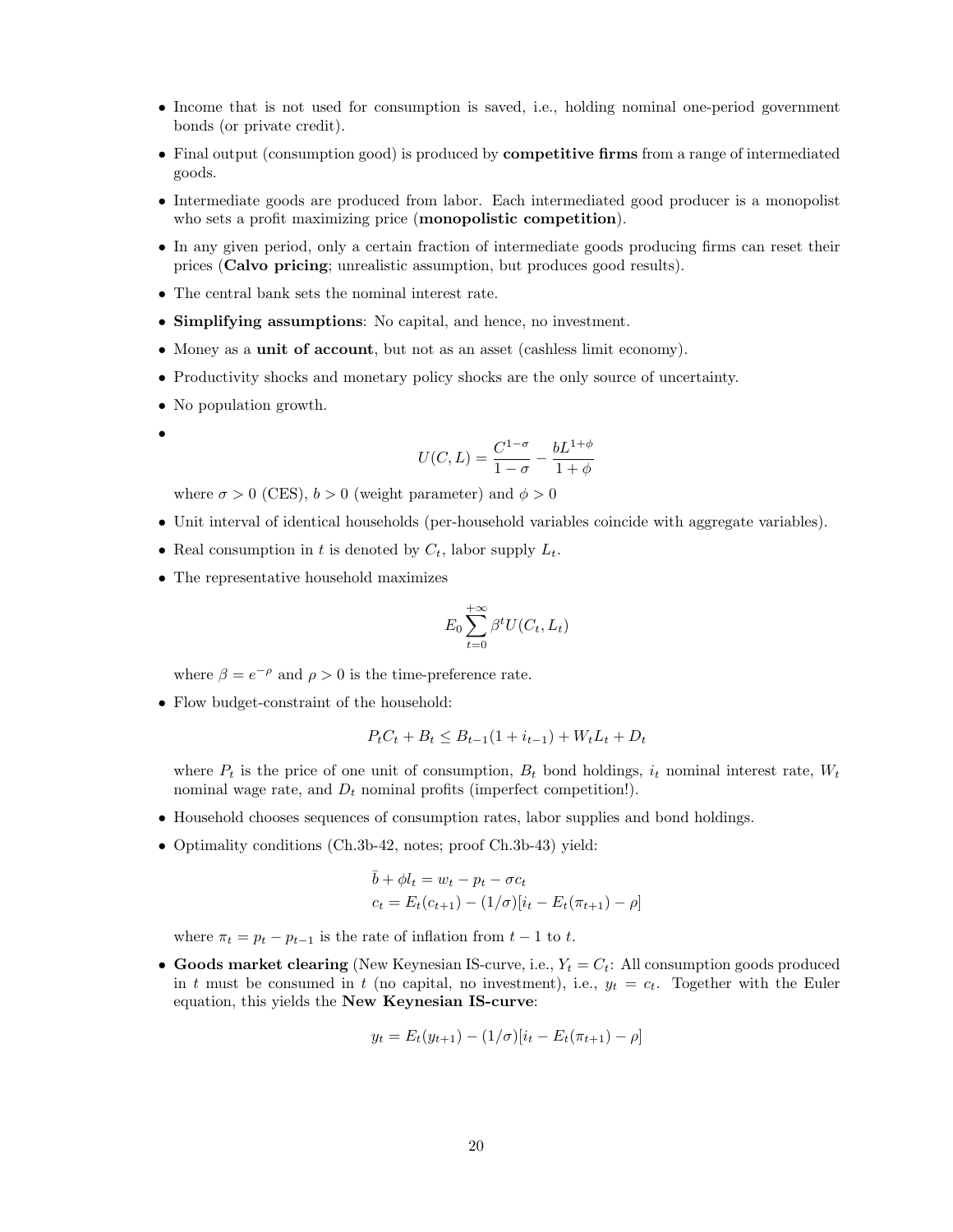- Income that is not used for consumption is saved, i.e., holding nominal one-period government bonds (or private credit).
- Final output (consumption good) is produced by **competitive firms** from a range of intermediated goods.
- Intermediate goods are produced from labor. Each intermediated good producer is a monopolist who sets a profit maximizing price (**monopolistic competition**).
- In any given period, only a certain fraction of intermediate goods producing firms can reset their prices (**Calvo pricing**; unrealistic assumption, but produces good results).
- The central bank sets the nominal interest rate.
- **Simplifying assumptions**: No capital, and hence, no investment.
- Money as a **unit of account**, but not as an asset (cashless limit economy).
- Productivity shocks and monetary policy shocks are the only source of uncertainty.
- No population growth.
- $$U(C, L) = \frac{C^{1-\sigma}}{1-\sigma} - \frac{bL^{1+\phi}}{1+\phi}$$

  where $\sigma > 0$ (CES), $b > 0$ (weight parameter) and $\phi > 0$
- Unit interval of identical households (per-household variables coincide with aggregate variables).
- Real consumption in $t$ is denoted by $C_t$, labor supply $L_t$.
- The representative household maximizes

  $$E_0 \sum_{t=0}^{+\infty} \beta^t U(C_t, L_t)$$

  where $\beta = e^{-\rho}$ and $\rho > 0$ is the time-preference rate.
- Flow budget-constraint of the household:

  $$P_t C_t + B_t \leq B_{t-1}(1 + i_{t-1}) + W_t L_t + D_t$$

  where $P_t$ is the price of one unit of consumption, $B_t$ bond holdings, $i_t$ nominal interest rate, $W_t$ nominal wage rate, and $D_t$ nominal profits (imperfect competition!).
- Household chooses sequences of consumption rates, labor supplies and bond holdings.
- Optimality conditions (Ch.3b-42, notes; proof Ch.3b-43) yield:

  $$\bar{b} + \phi l_t = w_t - p_t - \sigma c_t$$
  $$c_t = E_t(c_{t+1}) - (1/\sigma)[i_t - E_t(\pi_{t+1}) - \rho]$$

  where $\pi_t = p_t - p_{t-1}$ is the rate of inflation from $t-1$ to $t$.
- **Goods market clearing** (New Keynesian IS-curve, i.e., $Y_t = C_t$: All consumption goods produced in $t$ must be consumed in $t$ (no capital, no investment), i.e., $y_t = c_t$. Together with the Euler equation, this yields the **New Keynesian IS-curve**:

  $$y_t = E_t(y_{t+1}) - (1/\sigma)[i_t - E_t(\pi_{t+1}) - \rho]$$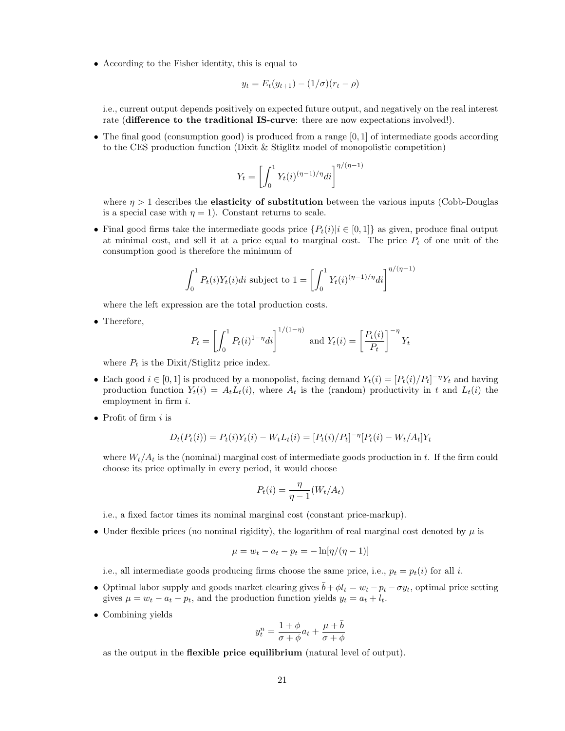- According to the Fisher identity, this is equal to

$$y_t = E_t(y_{t+1}) - (1/\sigma)(r_t - \rho)$$

i.e., current output depends positively on expected future output, and negatively on the real interest rate (**difference to the traditional IS-curve**: there are now expectations involved!).

- The final good (consumption good) is produced from a range $[0,1]$ of intermediate goods according to the CES production function (Dixit & Stiglitz model of monopolistic competition)

$$Y_t = \left[\int_0^1 Y_t(i)^{(\eta-1)/\eta} di\right]^{\eta/(\eta-1)}$$

where $\eta > 1$ describes the **elasticity of substitution** between the various inputs (Cobb-Douglas is a special case with $\eta = 1$). Constant returns to scale.

- Final good firms take the intermediate goods price $\{P_t(i)|i \in [0,1]\}$ as given, produce final output at minimal cost, and sell it at a price equal to marginal cost. The price $P_t$ of one unit of the consumption good is therefore the minimum of

$$\int_0^1 P_t(i)Y_t(i)di \text{ subject to } 1 = \left[\int_0^1 Y_t(i)^{(\eta-1)/\eta} di\right]^{\eta/(\eta-1)}$$

where the left expression are the total production costs.

- Therefore,

$$P_t = \left[\int_0^1 P_t(i)^{1-\eta} di\right]^{1/(1-\eta)} \text{ and } Y_t(i) = \left[\frac{P_t(i)}{P_t}\right]^{-\eta} Y_t$$

where $P_t$ is the Dixit/Stiglitz price index.

- Each good $i \in [0,1]$ is produced by a monopolist, facing demand $Y_t(i) = [P_t(i)/P_t]^{-\eta} Y_t$ and having production function $Y_t(i) = A_t L_t(i)$, where $A_t$ is the (random) productivity in $t$ and $L_t(i)$ the employment in firm $i$.

- Profit of firm $i$ is

$$D_t(P_t(i)) = P_t(i)Y_t(i) - W_t L_t(i) = [P_t(i)/P_t]^{-\eta}[P_t(i) - W_t/A_t]Y_t$$

where $W_t/A_t$ is the (nominal) marginal cost of intermediate goods production in $t$. If the firm could choose its price optimally in every period, it would choose

$$P_t(i) = \frac{\eta}{\eta - 1}(W_t/A_t)$$

i.e., a fixed factor times its nominal marginal cost (constant price-markup).

- Under flexible prices (no nominal rigidity), the logarithm of real marginal cost denoted by $\mu$ is

$$\mu = w_t - a_t - p_t = -\ln[\eta/(\eta - 1)]$$

i.e., all intermediate goods producing firms choose the same price, i.e., $p_t = p_t(i)$ for all $i$.

- Optimal labor supply and goods market clearing gives $\bar{b} + \phi l_t = w_t - p_t - \sigma y_t$, optimal price setting gives $\mu = w_t - a_t - p_t$, and the production function yields $y_t = a_t + l_t$.

- Combining yields

$$y_t^n = \frac{1+\phi}{\sigma+\phi} a_t + \frac{\mu + \bar{b}}{\sigma + \phi}$$

as the output in the **flexible price equilibrium** (natural level of output).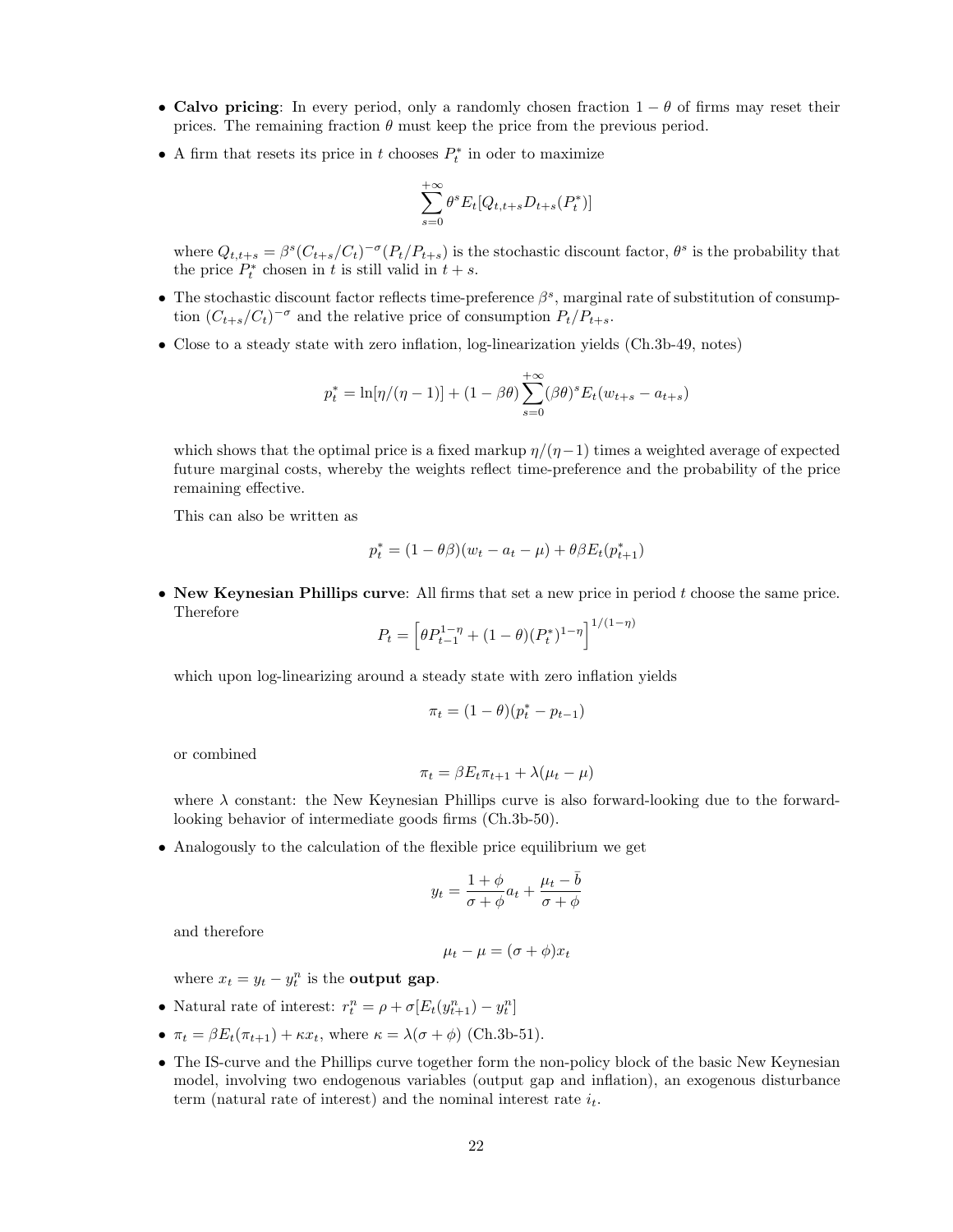- **Calvo pricing**: In every period, only a randomly chosen fraction $1-\theta$ of firms may reset their prices. The remaining fraction $\theta$ must keep the price from the previous period.

- A firm that resets its price in $t$ chooses $P_t^*$ in oder to maximize

$$\sum_{s=0}^{+\infty} \theta^s E_t[Q_{t,t+s} D_{t+s}(P_t^*)]$$

  where $Q_{t,t+s} = \beta^s (C_{t+s}/C_t)^{-\sigma}(P_t/P_{t+s})$ is the stochastic discount factor, $\theta^s$ is the probability that the price $P_t^*$ chosen in $t$ is still valid in $t+s$.

- The stochastic discount factor reflects time-preference $\beta^s$, marginal rate of substitution of consumption $(C_{t+s}/C_t)^{-\sigma}$ and the relative price of consumption $P_t/P_{t+s}$.

- Close to a steady state with zero inflation, log-linearization yields (Ch.3b-49, notes)

$$p_t^* = \ln[\eta/(\eta-1)] + (1-\beta\theta)\sum_{s=0}^{+\infty}(\beta\theta)^s E_t(w_{t+s} - a_{t+s})$$

  which shows that the optimal price is a fixed markup $\eta/(\eta-1)$ times a weighted average of expected future marginal costs, whereby the weights reflect time-preference and the probability of the price remaining effective.

  This can also be written as

$$p_t^* = (1-\theta\beta)(w_t - a_t - \mu) + \theta\beta E_t(p_{t+1}^*)$$

- **New Keynesian Phillips curve**: All firms that set a new price in period $t$ choose the same price. Therefore

$$P_t = \left[\theta P_{t-1}^{1-\eta} + (1-\theta)(P_t^*)^{1-\eta}\right]^{1/(1-\eta)}$$

  which upon log-linearizing around a steady state with zero inflation yields

$$\pi_t = (1-\theta)(p_t^* - p_{t-1})$$

  or combined

$$\pi_t = \beta E_t \pi_{t+1} + \lambda(\mu_t - \mu)$$

  where $\lambda$ constant: the New Keynesian Phillips curve is also forward-looking due to the forward-looking behavior of intermediate goods firms (Ch.3b-50).

- Analogously to the calculation of the flexible price equilibrium we get

$$y_t = \frac{1+\phi}{\sigma+\phi}a_t + \frac{\mu_t - \bar{b}}{\sigma+\phi}$$

  and therefore

$$\mu_t - \mu = (\sigma+\phi)x_t$$

  where $x_t = y_t - y_t^n$ is the **output gap**.

- Natural rate of interest: $r_t^n = \rho + \sigma[E_t(y_{t+1}^n) - y_t^n]$

- $\pi_t = \beta E_t(\pi_{t+1}) + \kappa x_t$, where $\kappa = \lambda(\sigma+\phi)$ (Ch.3b-51).

- The IS-curve and the Phillips curve together form the non-policy block of the basic New Keynesian model, involving two endogenous variables (output gap and inflation), an exogenous disturbance term (natural rate of interest) and the nominal interest rate $i_t$.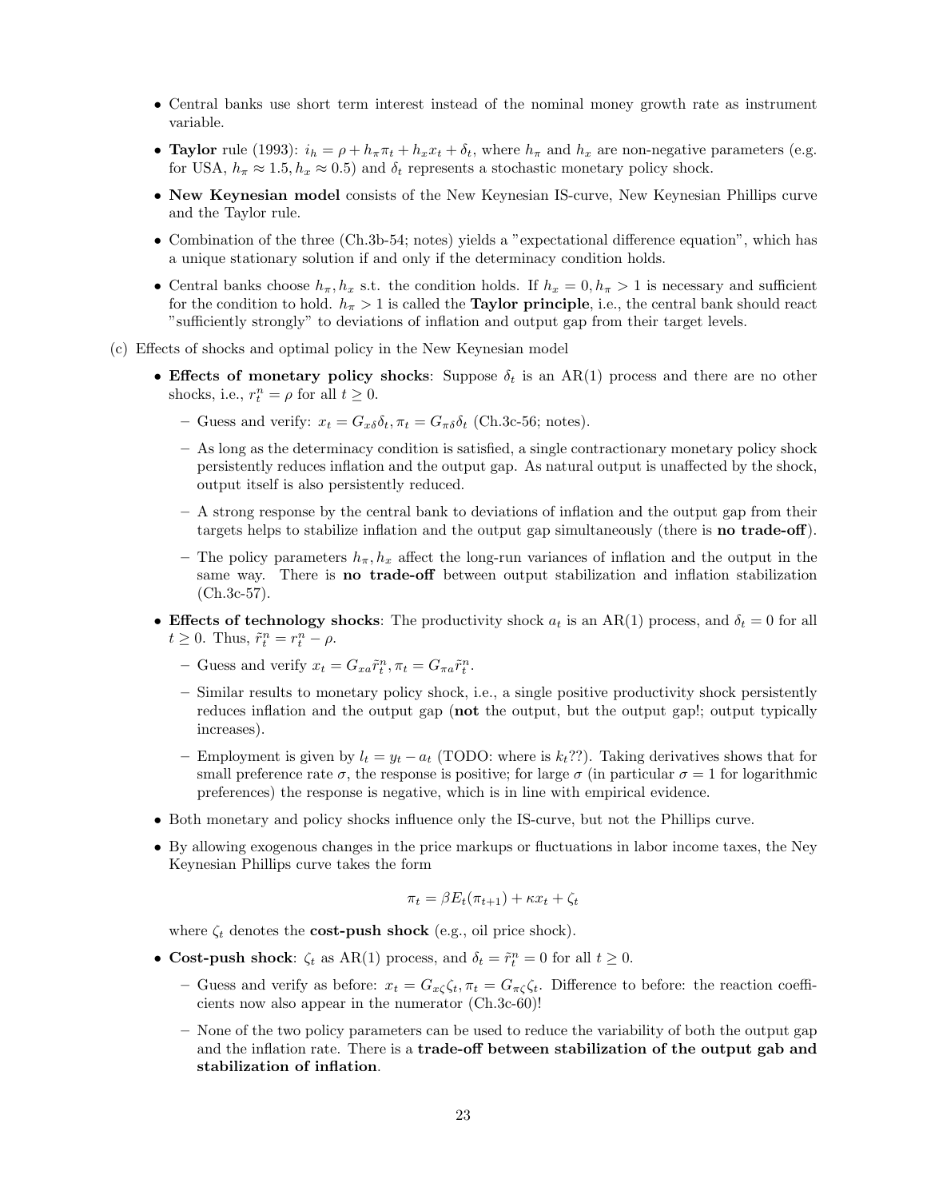- Central banks use short term interest instead of the nominal money growth rate as instrument variable.
- **Taylor** rule (1993): $i_h = \rho + h_\pi \pi_t + h_x x_t + \delta_t$, where $h_\pi$ and $h_x$ are non-negative parameters (e.g. for USA, $h_\pi \approx 1.5, h_x \approx 0.5$) and $\delta_t$ represents a stochastic monetary policy shock.
- **New Keynesian model** consists of the New Keynesian IS-curve, New Keynesian Phillips curve and the Taylor rule.
- Combination of the three (Ch.3b-54; notes) yields a "expectational difference equation", which has a unique stationary solution if and only if the determinacy condition holds.
- Central banks choose $h_\pi, h_x$ s.t. the condition holds. If $h_x = 0, h_\pi > 1$ is necessary and sufficient for the condition to hold. $h_\pi > 1$ is called the **Taylor principle**, i.e., the central bank should react "sufficiently strongly" to deviations of inflation and output gap from their target levels.

(c) Effects of shocks and optimal policy in the New Keynesian model

- **Effects of monetary policy shocks**: Suppose $\delta_t$ is an AR(1) process and there are no other shocks, i.e., $r_t^n = \rho$ for all $t \geq 0$.
  - Guess and verify: $x_t = G_{x\delta}\delta_t, \pi_t = G_{\pi\delta}\delta_t$ (Ch.3c-56; notes).
  - As long as the determinacy condition is satisfied, a single contractionary monetary policy shock persistently reduces inflation and the output gap. As natural output is unaffected by the shock, output itself is also persistently reduced.
  - A strong response by the central bank to deviations of inflation and the output gap from their targets helps to stabilize inflation and the output gap simultaneously (there is **no trade-off**).
  - The policy parameters $h_\pi, h_x$ affect the long-run variances of inflation and the output in the same way. There is **no trade-off** between output stabilization and inflation stabilization (Ch.3c-57).
- **Effects of technology shocks**: The productivity shock $a_t$ is an AR(1) process, and $\delta_t = 0$ for all $t \geq 0$. Thus, $\tilde{r}_t^n = r_t^n - \rho$.
  - Guess and verify $x_t = G_{xa}\tilde{r}_t^n, \pi_t = G_{\pi a}\tilde{r}_t^n$.
  - Similar results to monetary policy shock, i.e., a single positive productivity shock persistently reduces inflation and the output gap (**not** the output, but the output gap!; output typically increases).
  - Employment is given by $l_t = y_t - a_t$ (TODO: where is $k_t$??). Taking derivatives shows that for small preference rate $\sigma$, the response is positive; for large $\sigma$ (in particular $\sigma = 1$ for logarithmic preferences) the response is negative, which is in line with empirical evidence.
- Both monetary and policy shocks influence only the IS-curve, but not the Phillips curve.
- By allowing exogenous changes in the price markups or fluctuations in labor income taxes, the Ney Keynesian Phillips curve takes the form

$$\pi_t = \beta E_t(\pi_{t+1}) + \kappa x_t + \zeta_t$$

  where $\zeta_t$ denotes the **cost-push shock** (e.g., oil price shock).
- **Cost-push shock**: $\zeta_t$ as AR(1) process, and $\delta_t = \tilde{r}_t^n = 0$ for all $t \geq 0$.
  - Guess and verify as before: $x_t = G_{x\zeta}\zeta_t, \pi_t = G_{\pi\zeta}\zeta_t$. Difference to before: the reaction coefficients now also appear in the numerator (Ch.3c-60)!
  - None of the two policy parameters can be used to reduce the variability of both the output gap and the inflation rate. There is a **trade-off between stabilization of the output gab and stabilization of inflation**.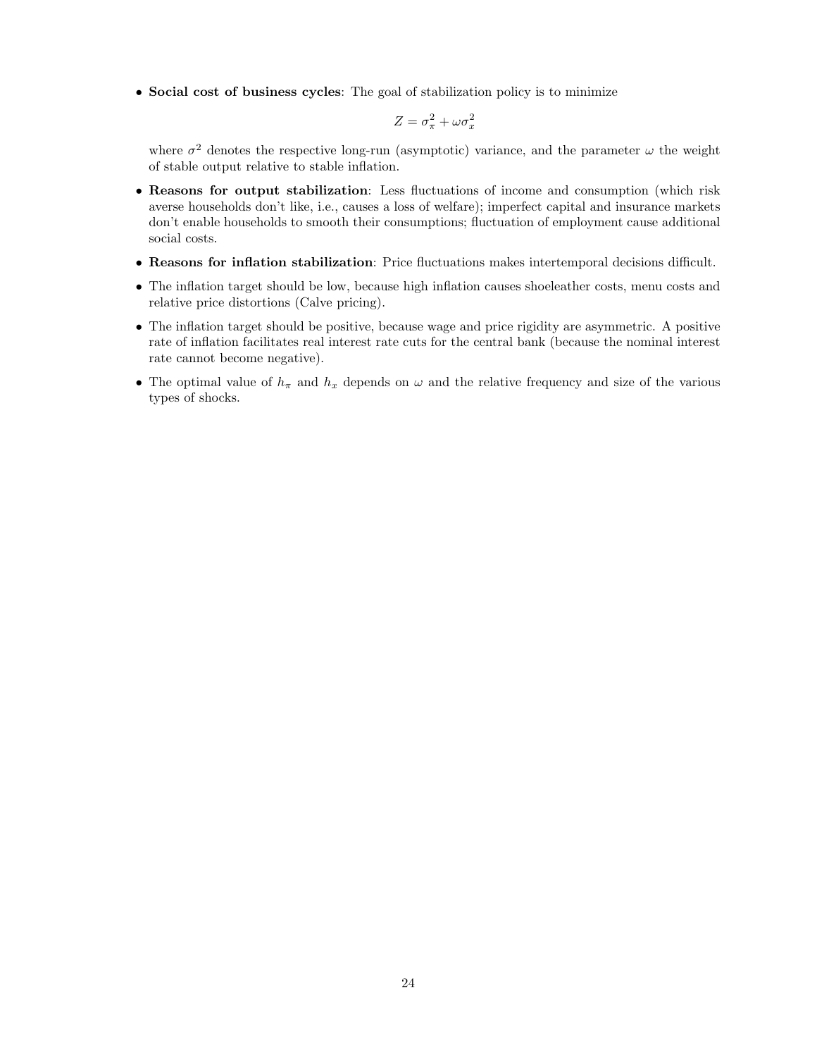- **Social cost of business cycles**: The goal of stabilization policy is to minimize

$$Z = \sigma_\pi^2 + \omega \sigma_x^2$$

  where $\sigma^2$ denotes the respective long-run (asymptotic) variance, and the parameter $\omega$ the weight of stable output relative to stable inflation.

- **Reasons for output stabilization**: Less fluctuations of income and consumption (which risk averse households don't like, i.e., causes a loss of welfare); imperfect capital and insurance markets don't enable households to smooth their consumptions; fluctuation of employment cause additional social costs.

- **Reasons for inflation stabilization**: Price fluctuations makes intertemporal decisions difficult.

- The inflation target should be low, because high inflation causes shoeleather costs, menu costs and relative price distortions (Calve pricing).

- The inflation target should be positive, because wage and price rigidity are asymmetric. A positive rate of inflation facilitates real interest rate cuts for the central bank (because the nominal interest rate cannot become negative).

- The optimal value of $h_\pi$ and $h_x$ depends on $\omega$ and the relative frequency and size of the various types of shocks.